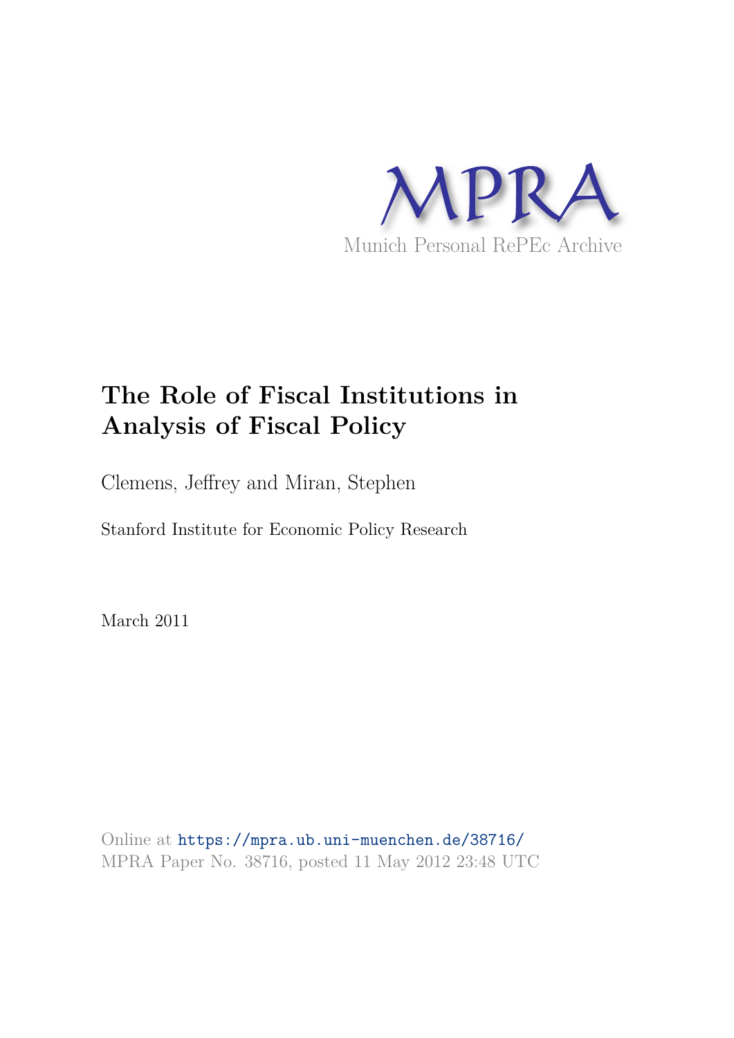MPRA

Munich Personal RePEc Archive

# The Role of Fiscal Institutions in Analysis of Fiscal Policy

Clemens, Jeffrey and Miran, Stephen

Stanford Institute for Economic Policy Research

March 2011

Online at https://mpra.ub.uni-muenchen.de/38716/
MPRA Paper No. 38716, posted 11 May 2012 23:48 UTC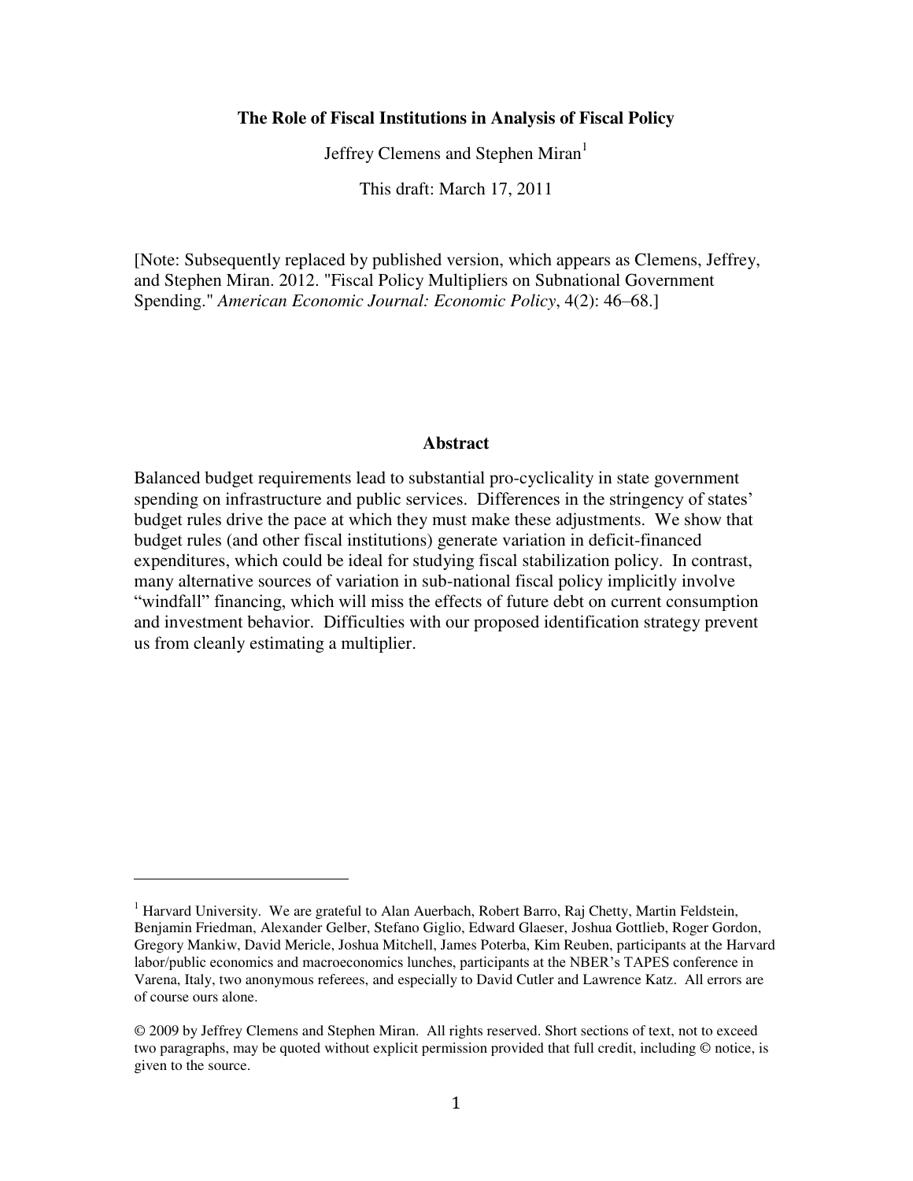**The Role of Fiscal Institutions in Analysis of Fiscal Policy**

Jeffrey Clemens and Stephen Miran[1]

This draft: March 17, 2011

[Note: Subsequently replaced by published version, which appears as Clemens, Jeffrey, and Stephen Miran. 2012. "Fiscal Policy Multipliers on Subnational Government Spending." *American Economic Journal: Economic Policy*, 4(2): 46–68.]

## Abstract

Balanced budget requirements lead to substantial pro-cyclicality in state government spending on infrastructure and public services. Differences in the stringency of states' budget rules drive the pace at which they must make these adjustments. We show that budget rules (and other fiscal institutions) generate variation in deficit-financed expenditures, which could be ideal for studying fiscal stabilization policy. In contrast, many alternative sources of variation in sub-national fiscal policy implicitly involve "windfall" financing, which will miss the effects of future debt on current consumption and investment behavior. Difficulties with our proposed identification strategy prevent us from cleanly estimating a multiplier.

[1] Harvard University. We are grateful to Alan Auerbach, Robert Barro, Raj Chetty, Martin Feldstein, Benjamin Friedman, Alexander Gelber, Stefano Giglio, Edward Glaeser, Joshua Gottlieb, Roger Gordon, Gregory Mankiw, David Mericle, Joshua Mitchell, James Poterba, Kim Reuben, participants at the Harvard labor/public economics and macroeconomics lunches, participants at the NBER's TAPES conference in Varena, Italy, two anonymous referees, and especially to David Cutler and Lawrence Katz. All errors are of course ours alone.

© 2009 by Jeffrey Clemens and Stephen Miran. All rights reserved. Short sections of text, not to exceed two paragraphs, may be quoted without explicit permission provided that full credit, including © notice, is given to the source.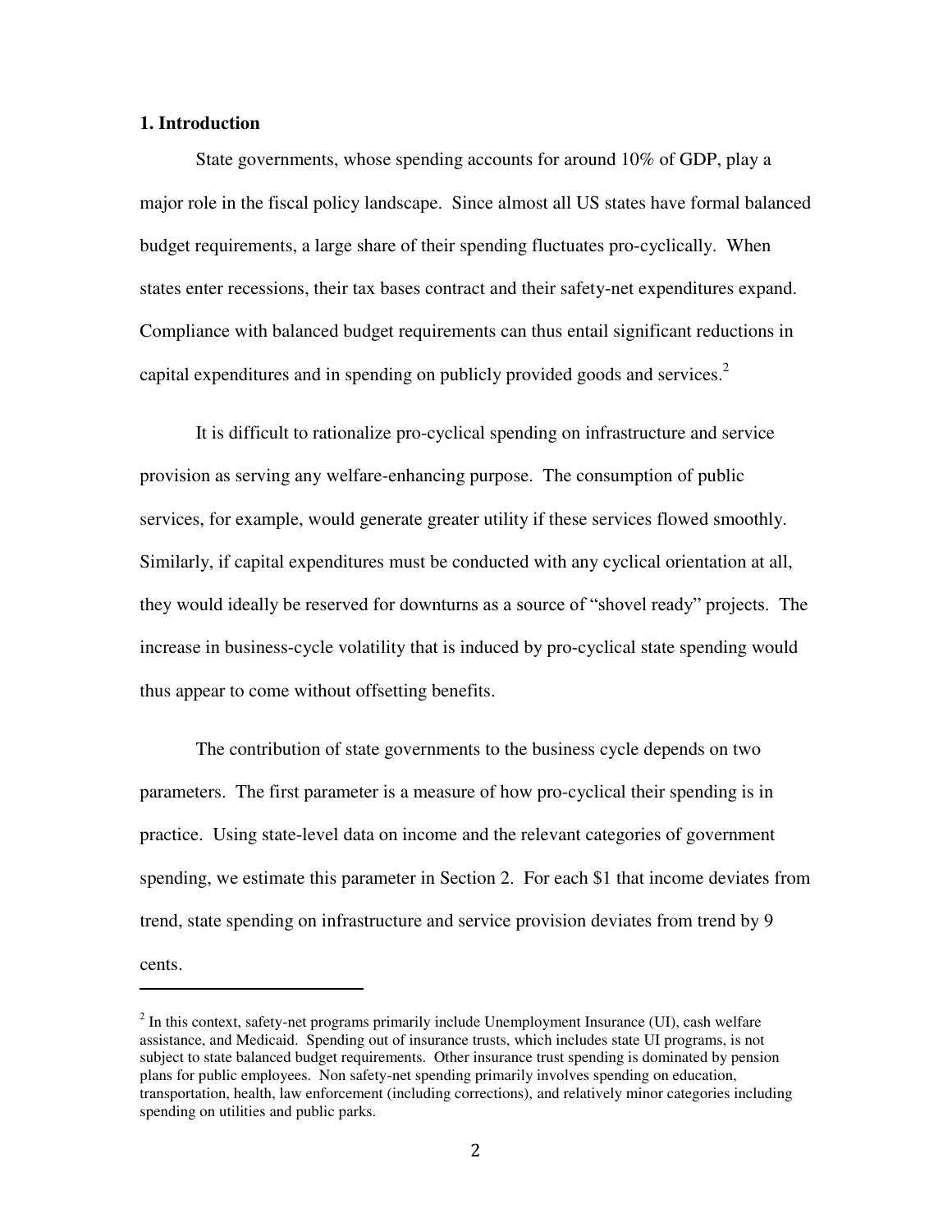## 1. Introduction

State governments, whose spending accounts for around 10% of GDP, play a major role in the fiscal policy landscape. Since almost all US states have formal balanced budget requirements, a large share of their spending fluctuates pro-cyclically. When states enter recessions, their tax bases contract and their safety-net expenditures expand. Compliance with balanced budget requirements can thus entail significant reductions in capital expenditures and in spending on publicly provided goods and services.[2]

It is difficult to rationalize pro-cyclical spending on infrastructure and service provision as serving any welfare-enhancing purpose. The consumption of public services, for example, would generate greater utility if these services flowed smoothly. Similarly, if capital expenditures must be conducted with any cyclical orientation at all, they would ideally be reserved for downturns as a source of "shovel ready" projects. The increase in business-cycle volatility that is induced by pro-cyclical state spending would thus appear to come without offsetting benefits.

The contribution of state governments to the business cycle depends on two parameters. The first parameter is a measure of how pro-cyclical their spending is in practice. Using state-level data on income and the relevant categories of government spending, we estimate this parameter in Section 2. For each $1 that income deviates from trend, state spending on infrastructure and service provision deviates from trend by 9 cents.

[2] In this context, safety-net programs primarily include Unemployment Insurance (UI), cash welfare assistance, and Medicaid. Spending out of insurance trusts, which includes state UI programs, is not subject to state balanced budget requirements. Other insurance trust spending is dominated by pension plans for public employees. Non safety-net spending primarily involves spending on education, transportation, health, law enforcement (including corrections), and relatively minor categories including spending on utilities and public parks.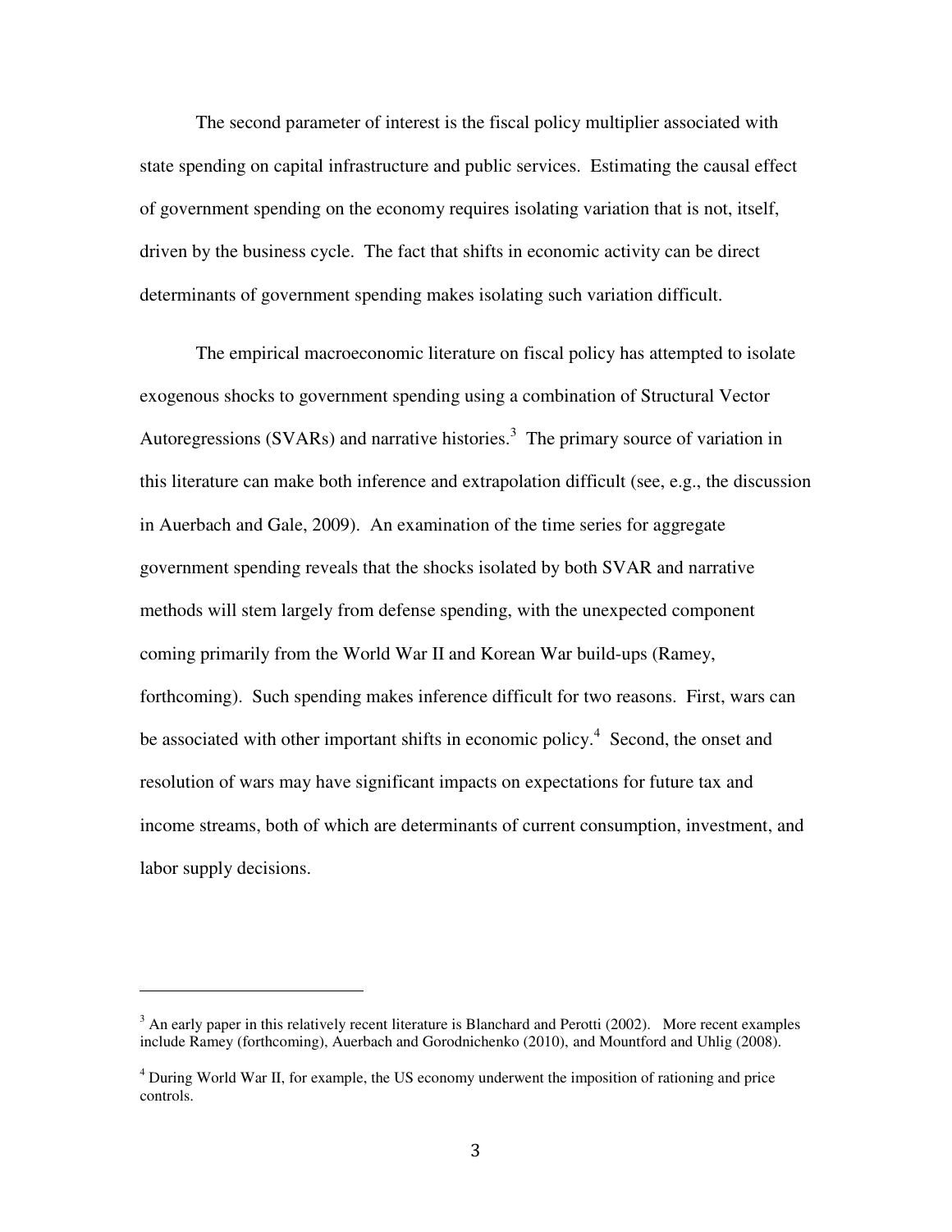The second parameter of interest is the fiscal policy multiplier associated with state spending on capital infrastructure and public services. Estimating the causal effect of government spending on the economy requires isolating variation that is not, itself, driven by the business cycle. The fact that shifts in economic activity can be direct determinants of government spending makes isolating such variation difficult.

The empirical macroeconomic literature on fiscal policy has attempted to isolate exogenous shocks to government spending using a combination of Structural Vector Autoregressions (SVARs) and narrative histories.[3] The primary source of variation in this literature can make both inference and extrapolation difficult (see, e.g., the discussion in Auerbach and Gale, 2009). An examination of the time series for aggregate government spending reveals that the shocks isolated by both SVAR and narrative methods will stem largely from defense spending, with the unexpected component coming primarily from the World War II and Korean War build-ups (Ramey, forthcoming). Such spending makes inference difficult for two reasons. First, wars can be associated with other important shifts in economic policy.[4] Second, the onset and resolution of wars may have significant impacts on expectations for future tax and income streams, both of which are determinants of current consumption, investment, and labor supply decisions.

---

[3] An early paper in this relatively recent literature is Blanchard and Perotti (2002). More recent examples include Ramey (forthcoming), Auerbach and Gorodnichenko (2010), and Mountford and Uhlig (2008).

[4] During World War II, for example, the US economy underwent the imposition of rationing and price controls.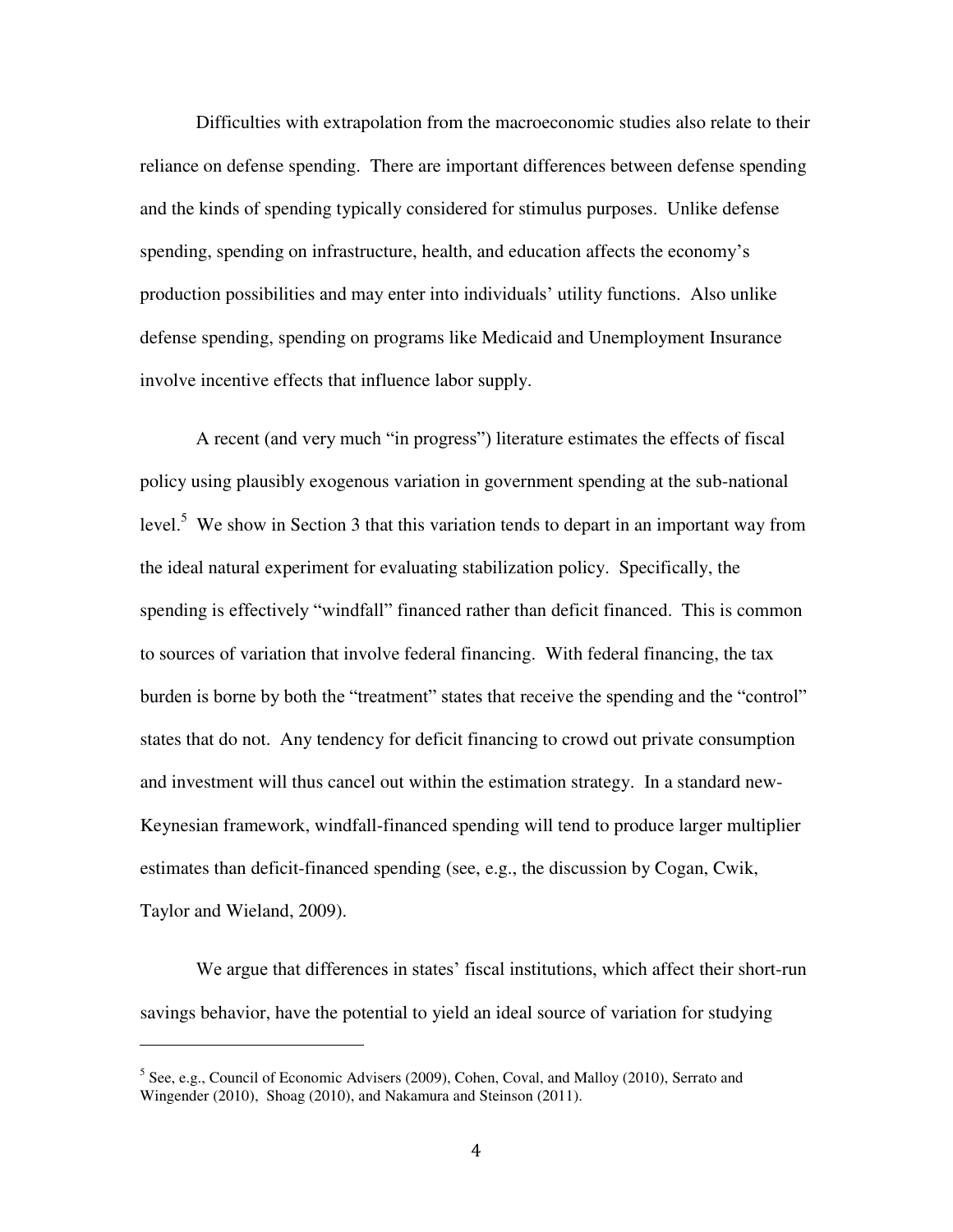Difficulties with extrapolation from the macroeconomic studies also relate to their reliance on defense spending. There are important differences between defense spending and the kinds of spending typically considered for stimulus purposes. Unlike defense spending, spending on infrastructure, health, and education affects the economy's production possibilities and may enter into individuals' utility functions. Also unlike defense spending, spending on programs like Medicaid and Unemployment Insurance involve incentive effects that influence labor supply.

A recent (and very much "in progress") literature estimates the effects of fiscal policy using plausibly exogenous variation in government spending at the sub-national level.[5] We show in Section 3 that this variation tends to depart in an important way from the ideal natural experiment for evaluating stabilization policy. Specifically, the spending is effectively "windfall" financed rather than deficit financed. This is common to sources of variation that involve federal financing. With federal financing, the tax burden is borne by both the "treatment" states that receive the spending and the "control" states that do not. Any tendency for deficit financing to crowd out private consumption and investment will thus cancel out within the estimation strategy. In a standard new-Keynesian framework, windfall-financed spending will tend to produce larger multiplier estimates than deficit-financed spending (see, e.g., the discussion by Cogan, Cwik, Taylor and Wieland, 2009).

We argue that differences in states' fiscal institutions, which affect their short-run savings behavior, have the potential to yield an ideal source of variation for studying

[5] See, e.g., Council of Economic Advisers (2009), Cohen, Coval, and Malloy (2010), Serrato and Wingender (2010), Shoag (2010), and Nakamura and Steinson (2011).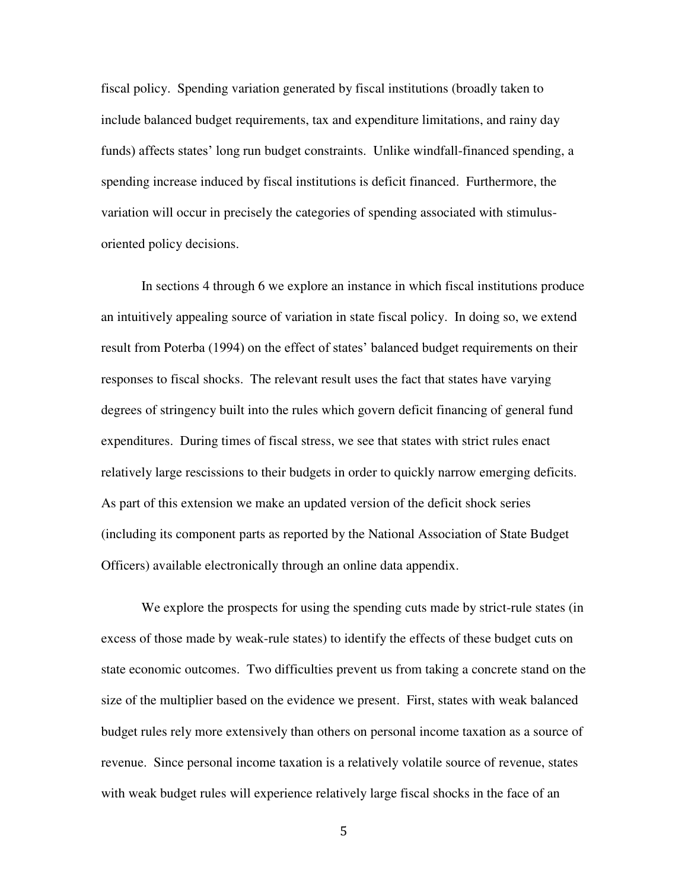fiscal policy. Spending variation generated by fiscal institutions (broadly taken to include balanced budget requirements, tax and expenditure limitations, and rainy day funds) affects states' long run budget constraints. Unlike windfall-financed spending, a spending increase induced by fiscal institutions is deficit financed. Furthermore, the variation will occur in precisely the categories of spending associated with stimulus-oriented policy decisions.

In sections 4 through 6 we explore an instance in which fiscal institutions produce an intuitively appealing source of variation in state fiscal policy. In doing so, we extend result from Poterba (1994) on the effect of states' balanced budget requirements on their responses to fiscal shocks. The relevant result uses the fact that states have varying degrees of stringency built into the rules which govern deficit financing of general fund expenditures. During times of fiscal stress, we see that states with strict rules enact relatively large rescissions to their budgets in order to quickly narrow emerging deficits. As part of this extension we make an updated version of the deficit shock series (including its component parts as reported by the National Association of State Budget Officers) available electronically through an online data appendix.

We explore the prospects for using the spending cuts made by strict-rule states (in excess of those made by weak-rule states) to identify the effects of these budget cuts on state economic outcomes. Two difficulties prevent us from taking a concrete stand on the size of the multiplier based on the evidence we present. First, states with weak balanced budget rules rely more extensively than others on personal income taxation as a source of revenue. Since personal income taxation is a relatively volatile source of revenue, states with weak budget rules will experience relatively large fiscal shocks in the face of an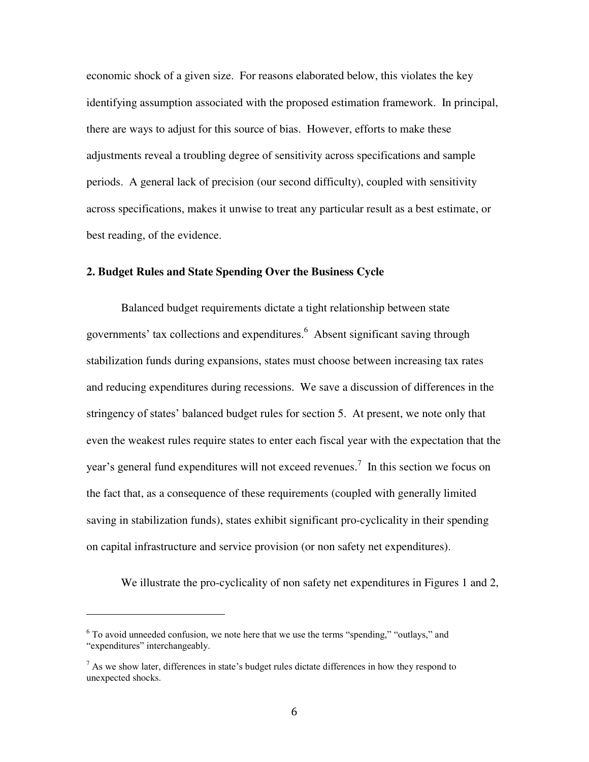economic shock of a given size. For reasons elaborated below, this violates the key identifying assumption associated with the proposed estimation framework. In principal, there are ways to adjust for this source of bias. However, efforts to make these adjustments reveal a troubling degree of sensitivity across specifications and sample periods. A general lack of precision (our second difficulty), coupled with sensitivity across specifications, makes it unwise to treat any particular result as a best estimate, or best reading, of the evidence.

## 2. Budget Rules and State Spending Over the Business Cycle

Balanced budget requirements dictate a tight relationship between state governments' tax collections and expenditures.[6] Absent significant saving through stabilization funds during expansions, states must choose between increasing tax rates and reducing expenditures during recessions. We save a discussion of differences in the stringency of states' balanced budget rules for section 5. At present, we note only that even the weakest rules require states to enter each fiscal year with the expectation that the year's general fund expenditures will not exceed revenues.[7] In this section we focus on the fact that, as a consequence of these requirements (coupled with generally limited saving in stabilization funds), states exhibit significant pro-cyclicality in their spending on capital infrastructure and service provision (or non safety net expenditures).

We illustrate the pro-cyclicality of non safety net expenditures in Figures 1 and 2,

---

[6] To avoid unneeded confusion, we note here that we use the terms "spending," "outlays," and "expenditures" interchangeably.

[7] As we show later, differences in state's budget rules dictate differences in how they respond to unexpected shocks.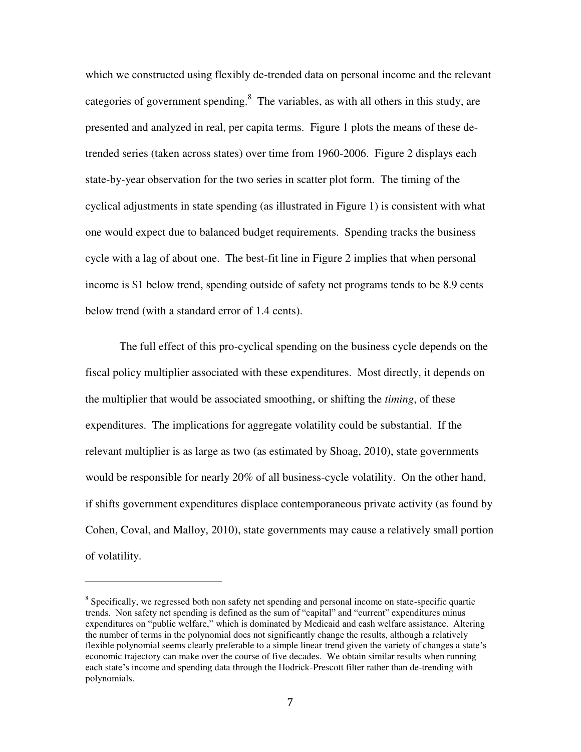which we constructed using flexibly de-trended data on personal income and the relevant categories of government spending.[8] The variables, as with all others in this study, are presented and analyzed in real, per capita terms. Figure 1 plots the means of these de-trended series (taken across states) over time from 1960-2006. Figure 2 displays each state-by-year observation for the two series in scatter plot form. The timing of the cyclical adjustments in state spending (as illustrated in Figure 1) is consistent with what one would expect due to balanced budget requirements. Spending tracks the business cycle with a lag of about one. The best-fit line in Figure 2 implies that when personal income is $1 below trend, spending outside of safety net programs tends to be 8.9 cents below trend (with a standard error of 1.4 cents).

The full effect of this pro-cyclical spending on the business cycle depends on the fiscal policy multiplier associated with these expenditures. Most directly, it depends on the multiplier that would be associated smoothing, or shifting the *timing*, of these expenditures. The implications for aggregate volatility could be substantial. If the relevant multiplier is as large as two (as estimated by Shoag, 2010), state governments would be responsible for nearly 20% of all business-cycle volatility. On the other hand, if shifts government expenditures displace contemporaneous private activity (as found by Cohen, Coval, and Malloy, 2010), state governments may cause a relatively small portion of volatility.

---

[8] Specifically, we regressed both non safety net spending and personal income on state-specific quartic trends. Non safety net spending is defined as the sum of "capital" and "current" expenditures minus expenditures on "public welfare," which is dominated by Medicaid and cash welfare assistance. Altering the number of terms in the polynomial does not significantly change the results, although a relatively flexible polynomial seems clearly preferable to a simple linear trend given the variety of changes a state's economic trajectory can make over the course of five decades. We obtain similar results when running each state's income and spending data through the Hodrick-Prescott filter rather than de-trending with polynomials.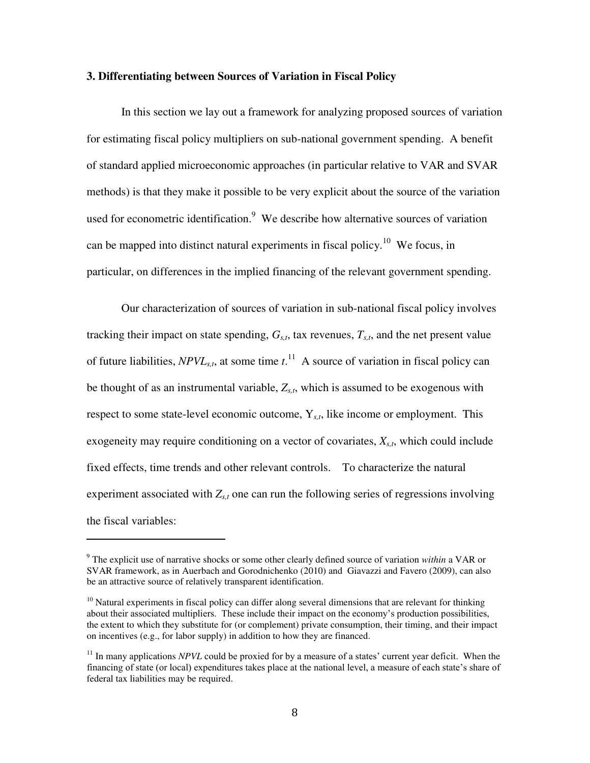### 3. Differentiating between Sources of Variation in Fiscal Policy

In this section we lay out a framework for analyzing proposed sources of variation for estimating fiscal policy multipliers on sub-national government spending. A benefit of standard applied microeconomic approaches (in particular relative to VAR and SVAR methods) is that they make it possible to be very explicit about the source of the variation used for econometric identification.[9] We describe how alternative sources of variation can be mapped into distinct natural experiments in fiscal policy.[10] We focus, in particular, on differences in the implied financing of the relevant government spending.

Our characterization of sources of variation in sub-national fiscal policy involves tracking their impact on state spending, $G_{s,t}$, tax revenues, $T_{s,t}$, and the net present value of future liabilities, $NPVL_{s,t}$, at some time $t$.[11] A source of variation in fiscal policy can be thought of as an instrumental variable, $Z_{s,t}$, which is assumed to be exogenous with respect to some state-level economic outcome, $Y_{s,t}$, like income or employment. This exogeneity may require conditioning on a vector of covariates, $X_{s,t}$, which could include fixed effects, time trends and other relevant controls. To characterize the natural experiment associated with $Z_{s,t}$ one can run the following series of regressions involving the fiscal variables:

---

[9] The explicit use of narrative shocks or some other clearly defined source of variation *within* a VAR or SVAR framework, as in Auerbach and Gorodnichenko (2010) and Giavazzi and Favero (2009), can also be an attractive source of relatively transparent identification.

[10] Natural experiments in fiscal policy can differ along several dimensions that are relevant for thinking about their associated multipliers. These include their impact on the economy's production possibilities, the extent to which they substitute for (or complement) private consumption, their timing, and their impact on incentives (e.g., for labor supply) in addition to how they are financed.

[11] In many applications *NPVL* could be proxied for by a measure of a states' current year deficit. When the financing of state (or local) expenditures takes place at the national level, a measure of each state's share of federal tax liabilities may be required.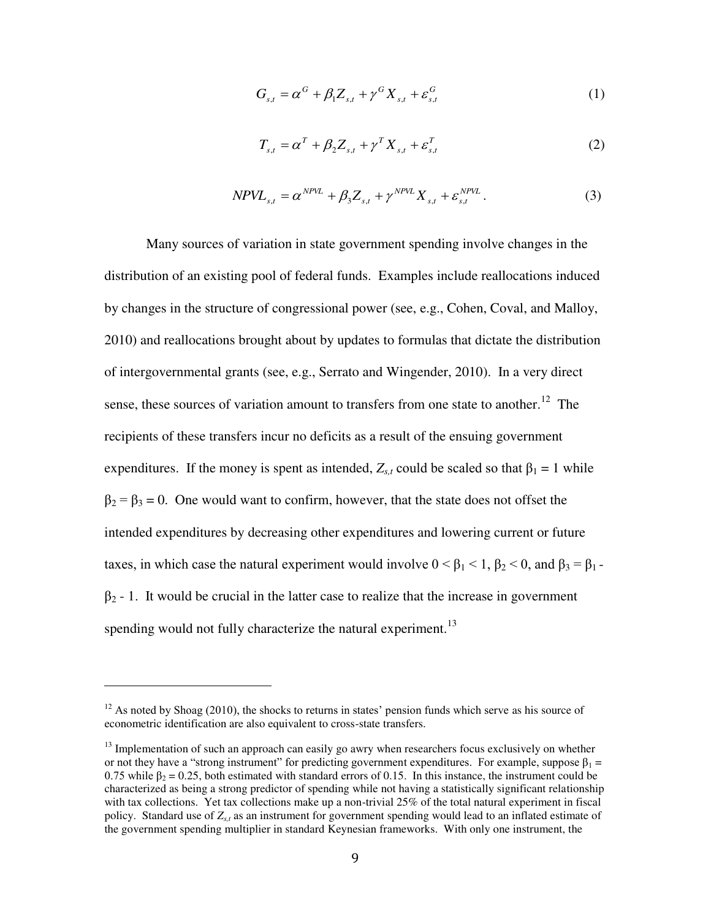$$G_{s,t} = \alpha^G + \beta_1 Z_{s,t} + \gamma^G X_{s,t} + \varepsilon_{s,t}^G \tag{1}$$

$$T_{s,t} = \alpha^T + \beta_2 Z_{s,t} + \gamma^T X_{s,t} + \varepsilon_{s,t}^T \tag{2}$$

$$NPVL_{s,t} = \alpha^{NPVL} + \beta_3 Z_{s,t} + \gamma^{NPVL} X_{s,t} + \varepsilon_{s,t}^{NPVL}. \tag{3}$$

Many sources of variation in state government spending involve changes in the distribution of an existing pool of federal funds. Examples include reallocations induced by changes in the structure of congressional power (see, e.g., Cohen, Coval, and Malloy, 2010) and reallocations brought about by updates to formulas that dictate the distribution of intergovernmental grants (see, e.g., Serrato and Wingender, 2010). In a very direct sense, these sources of variation amount to transfers from one state to another.[12] The recipients of these transfers incur no deficits as a result of the ensuing government expenditures. If the money is spent as intended, $Z_{s,t}$ could be scaled so that $\beta_1 = 1$ while $\beta_2 = \beta_3 = 0$. One would want to confirm, however, that the state does not offset the intended expenditures by decreasing other expenditures and lowering current or future taxes, in which case the natural experiment would involve $0 < \beta_1 < 1$, $\beta_2 < 0$, and $\beta_3 = \beta_1 - \beta_2 - 1$. It would be crucial in the latter case to realize that the increase in government spending would not fully characterize the natural experiment.[13]

---

[12] As noted by Shoag (2010), the shocks to returns in states' pension funds which serve as his source of econometric identification are also equivalent to cross-state transfers.

[13] Implementation of such an approach can easily go awry when researchers focus exclusively on whether or not they have a "strong instrument" for predicting government expenditures. For example, suppose $\beta_1 = 0.75$ while $\beta_2 = 0.25$, both estimated with standard errors of 0.15. In this instance, the instrument could be characterized as being a strong predictor of spending while not having a statistically significant relationship with tax collections. Yet tax collections make up a non-trivial 25% of the total natural experiment in fiscal policy. Standard use of $Z_{s,t}$ as an instrument for government spending would lead to an inflated estimate of the government spending multiplier in standard Keynesian frameworks. With only one instrument, the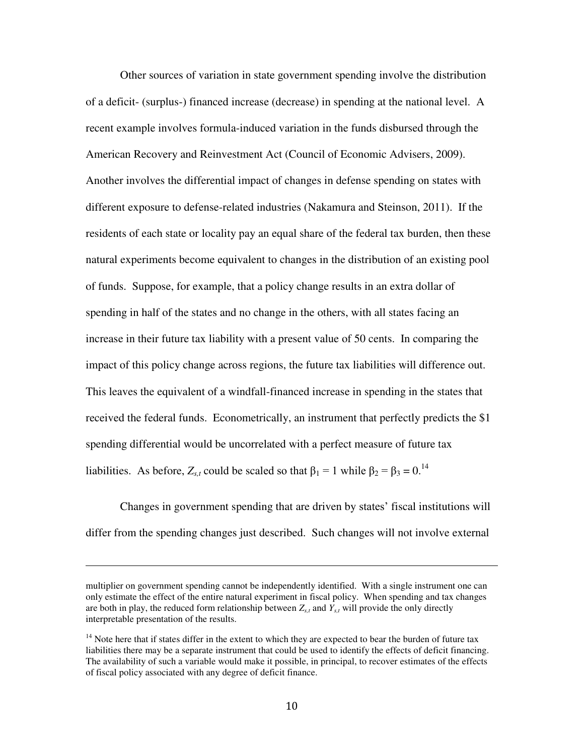Other sources of variation in state government spending involve the distribution of a deficit- (surplus-) financed increase (decrease) in spending at the national level. A recent example involves formula-induced variation in the funds disbursed through the American Recovery and Reinvestment Act (Council of Economic Advisers, 2009). Another involves the differential impact of changes in defense spending on states with different exposure to defense-related industries (Nakamura and Steinson, 2011). If the residents of each state or locality pay an equal share of the federal tax burden, then these natural experiments become equivalent to changes in the distribution of an existing pool of funds. Suppose, for example, that a policy change results in an extra dollar of spending in half of the states and no change in the others, with all states facing an increase in their future tax liability with a present value of 50 cents. In comparing the impact of this policy change across regions, the future tax liabilities will difference out. This leaves the equivalent of a windfall-financed increase in spending in the states that received the federal funds. Econometrically, an instrument that perfectly predicts the $1 spending differential would be uncorrelated with a perfect measure of future tax liabilities. As before, $Z_{s,t}$ could be scaled so that $\beta_1 = 1$ while $\beta_2 = \beta_3 = 0$.[14]

Changes in government spending that are driven by states' fiscal institutions will differ from the spending changes just described. Such changes will not involve external

---

multiplier on government spending cannot be independently identified. With a single instrument one can only estimate the effect of the entire natural experiment in fiscal policy. When spending and tax changes are both in play, the reduced form relationship between $Z_{s,t}$ and $Y_{s,t}$ will provide the only directly interpretable presentation of the results.

[14] Note here that if states differ in the extent to which they are expected to bear the burden of future tax liabilities there may be a separate instrument that could be used to identify the effects of deficit financing. The availability of such a variable would make it possible, in principal, to recover estimates of the effects of fiscal policy associated with any degree of deficit finance.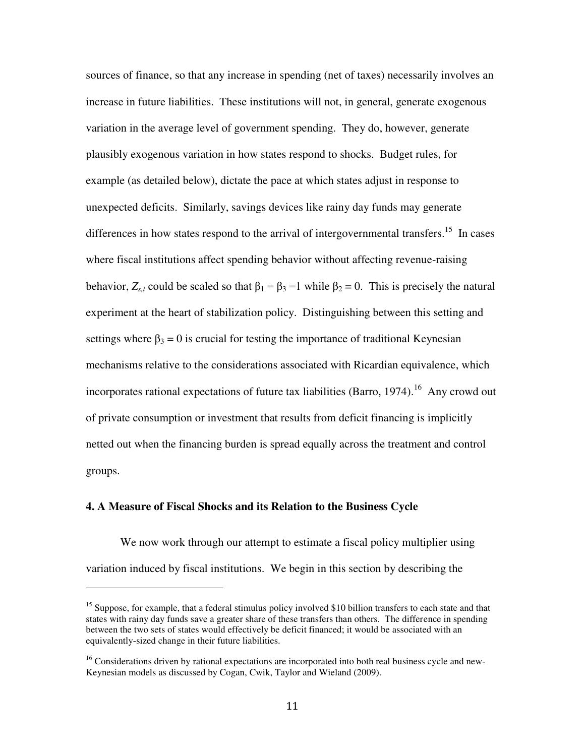sources of finance, so that any increase in spending (net of taxes) necessarily involves an increase in future liabilities. These institutions will not, in general, generate exogenous variation in the average level of government spending. They do, however, generate plausibly exogenous variation in how states respond to shocks. Budget rules, for example (as detailed below), dictate the pace at which states adjust in response to unexpected deficits. Similarly, savings devices like rainy day funds may generate differences in how states respond to the arrival of intergovernmental transfers.[15] In cases where fiscal institutions affect spending behavior without affecting revenue-raising behavior, $Z_{s,t}$ could be scaled so that $\beta_1 = \beta_3 = 1$ while $\beta_2 = 0$. This is precisely the natural experiment at the heart of stabilization policy. Distinguishing between this setting and settings where $\beta_3 = 0$ is crucial for testing the importance of traditional Keynesian mechanisms relative to the considerations associated with Ricardian equivalence, which incorporates rational expectations of future tax liabilities (Barro, 1974).[16] Any crowd out of private consumption or investment that results from deficit financing is implicitly netted out when the financing burden is spread equally across the treatment and control groups.

### 4. A Measure of Fiscal Shocks and its Relation to the Business Cycle

We now work through our attempt to estimate a fiscal policy multiplier using variation induced by fiscal institutions. We begin in this section by describing the

[15] Suppose, for example, that a federal stimulus policy involved \$10 billion transfers to each state and that states with rainy day funds save a greater share of these transfers than others. The difference in spending between the two sets of states would effectively be deficit financed; it would be associated with an equivalently-sized change in their future liabilities.

[16] Considerations driven by rational expectations are incorporated into both real business cycle and new-Keynesian models as discussed by Cogan, Cwik, Taylor and Wieland (2009).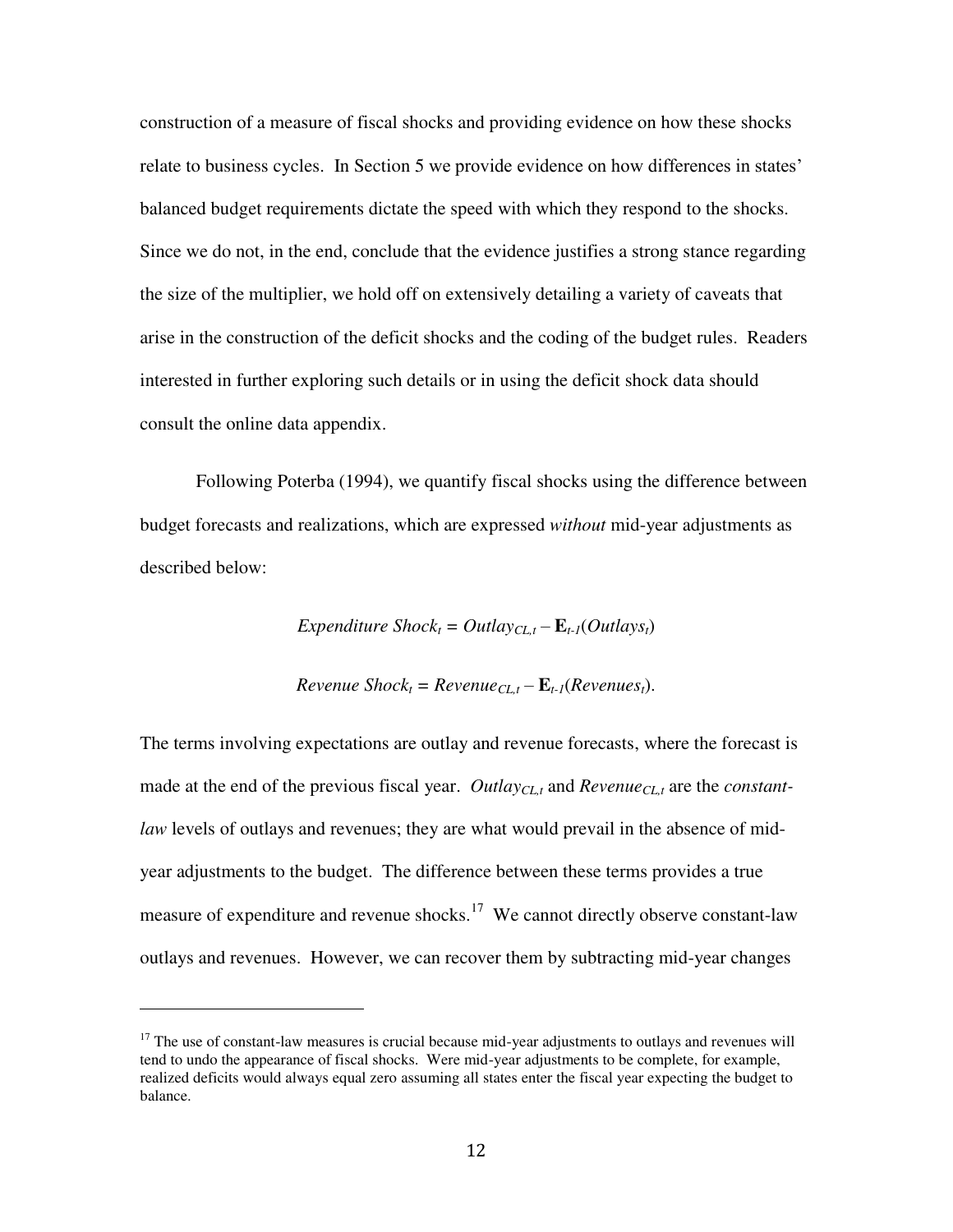construction of a measure of fiscal shocks and providing evidence on how these shocks relate to business cycles. In Section 5 we provide evidence on how differences in states' balanced budget requirements dictate the speed with which they respond to the shocks. Since we do not, in the end, conclude that the evidence justifies a strong stance regarding the size of the multiplier, we hold off on extensively detailing a variety of caveats that arise in the construction of the deficit shocks and the coding of the budget rules. Readers interested in further exploring such details or in using the deficit shock data should consult the online data appendix.

Following Poterba (1994), we quantify fiscal shocks using the difference between budget forecasts and realizations, which are expressed *without* mid-year adjustments as described below:

$$Expenditure\ Shock_t = Outlay_{CL,t} - \mathbf{E}_{t-1}(Outlays_t)$$

$$Revenue\ Shock_t = Revenue_{CL,t} - \mathbf{E}_{t-1}(Revenues_t).$$

The terms involving expectations are outlay and revenue forecasts, where the forecast is made at the end of the previous fiscal year. $Outlay_{CL,t}$ and $Revenue_{CL,t}$ are the *constant-law* levels of outlays and revenues; they are what would prevail in the absence of mid-year adjustments to the budget. The difference between these terms provides a true measure of expenditure and revenue shocks.[17] We cannot directly observe constant-law outlays and revenues. However, we can recover them by subtracting mid-year changes

[17] The use of constant-law measures is crucial because mid-year adjustments to outlays and revenues will tend to undo the appearance of fiscal shocks. Were mid-year adjustments to be complete, for example, realized deficits would always equal zero assuming all states enter the fiscal year expecting the budget to balance.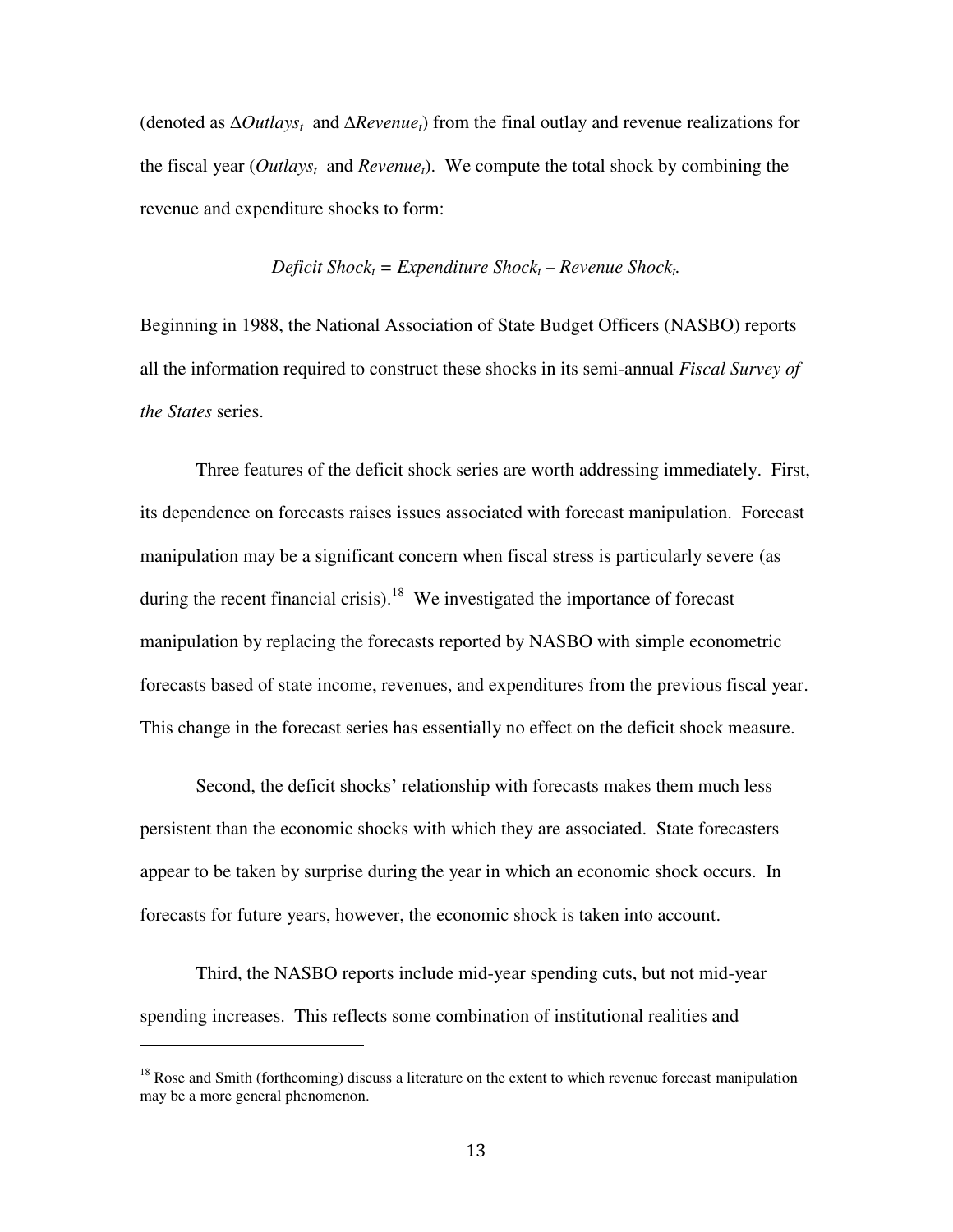(denoted as $\Delta Outlays_t$ and $\Delta Revenue_t$) from the final outlay and revenue realizations for the fiscal year ($Outlays_t$ and $Revenue_t$). We compute the total shock by combining the revenue and expenditure shocks to form:

$$Deficit\ Shock_t = Expenditure\ Shock_t - Revenue\ Shock_t.$$

Beginning in 1988, the National Association of State Budget Officers (NASBO) reports all the information required to construct these shocks in its semi-annual *Fiscal Survey of the States* series.

Three features of the deficit shock series are worth addressing immediately. First, its dependence on forecasts raises issues associated with forecast manipulation. Forecast manipulation may be a significant concern when fiscal stress is particularly severe (as during the recent financial crisis).[18] We investigated the importance of forecast manipulation by replacing the forecasts reported by NASBO with simple econometric forecasts based of state income, revenues, and expenditures from the previous fiscal year. This change in the forecast series has essentially no effect on the deficit shock measure.

Second, the deficit shocks' relationship with forecasts makes them much less persistent than the economic shocks with which they are associated. State forecasters appear to be taken by surprise during the year in which an economic shock occurs. In forecasts for future years, however, the economic shock is taken into account.

Third, the NASBO reports include mid-year spending cuts, but not mid-year spending increases. This reflects some combination of institutional realities and

[18] Rose and Smith (forthcoming) discuss a literature on the extent to which revenue forecast manipulation may be a more general phenomenon.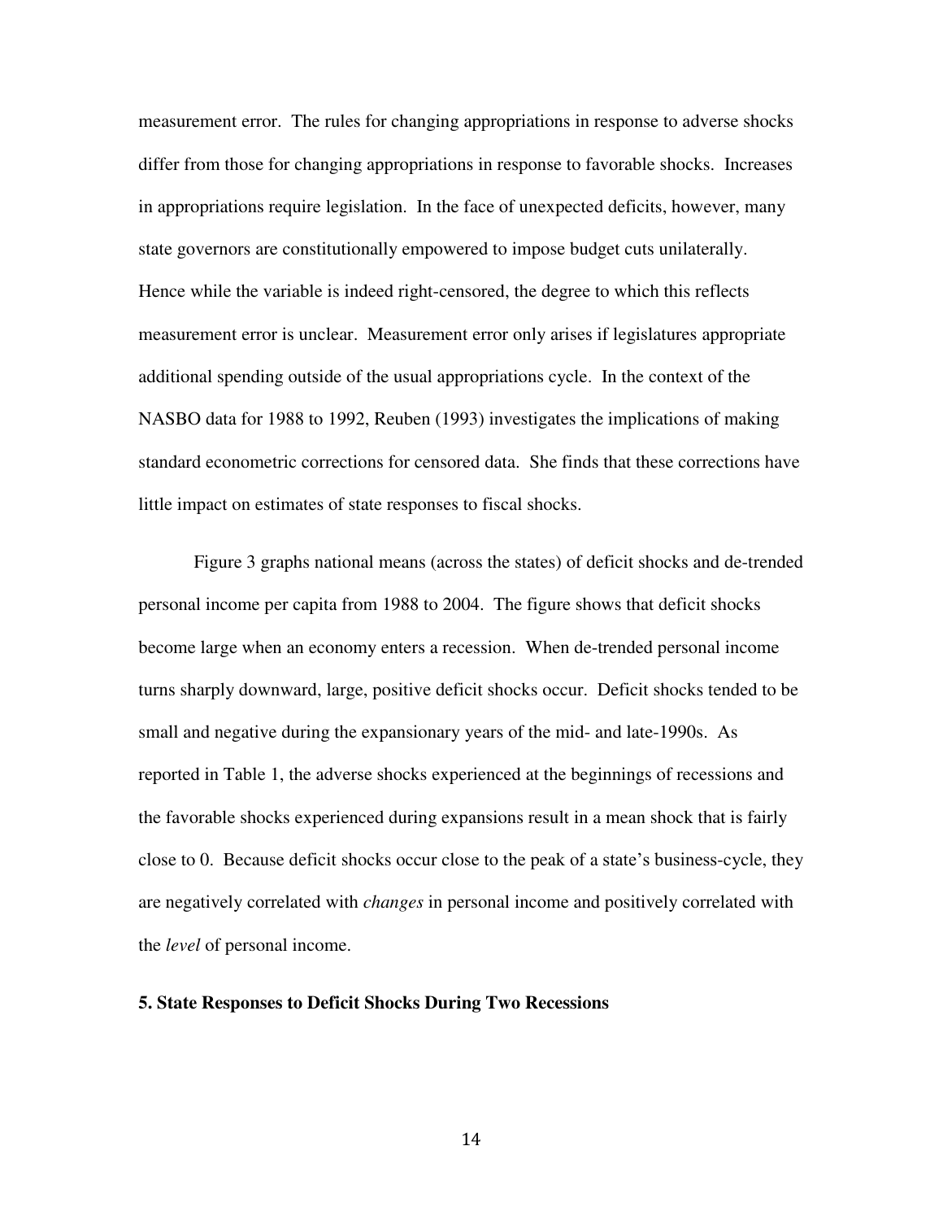measurement error. The rules for changing appropriations in response to adverse shocks differ from those for changing appropriations in response to favorable shocks. Increases in appropriations require legislation. In the face of unexpected deficits, however, many state governors are constitutionally empowered to impose budget cuts unilaterally. Hence while the variable is indeed right-censored, the degree to which this reflects measurement error is unclear. Measurement error only arises if legislatures appropriate additional spending outside of the usual appropriations cycle. In the context of the NASBO data for 1988 to 1992, Reuben (1993) investigates the implications of making standard econometric corrections for censored data. She finds that these corrections have little impact on estimates of state responses to fiscal shocks.

Figure 3 graphs national means (across the states) of deficit shocks and de-trended personal income per capita from 1988 to 2004. The figure shows that deficit shocks become large when an economy enters a recession. When de-trended personal income turns sharply downward, large, positive deficit shocks occur. Deficit shocks tended to be small and negative during the expansionary years of the mid- and late-1990s. As reported in Table 1, the adverse shocks experienced at the beginnings of recessions and the favorable shocks experienced during expansions result in a mean shock that is fairly close to 0. Because deficit shocks occur close to the peak of a state's business-cycle, they are negatively correlated with *changes* in personal income and positively correlated with the *level* of personal income.

**5. State Responses to Deficit Shocks During Two Recessions**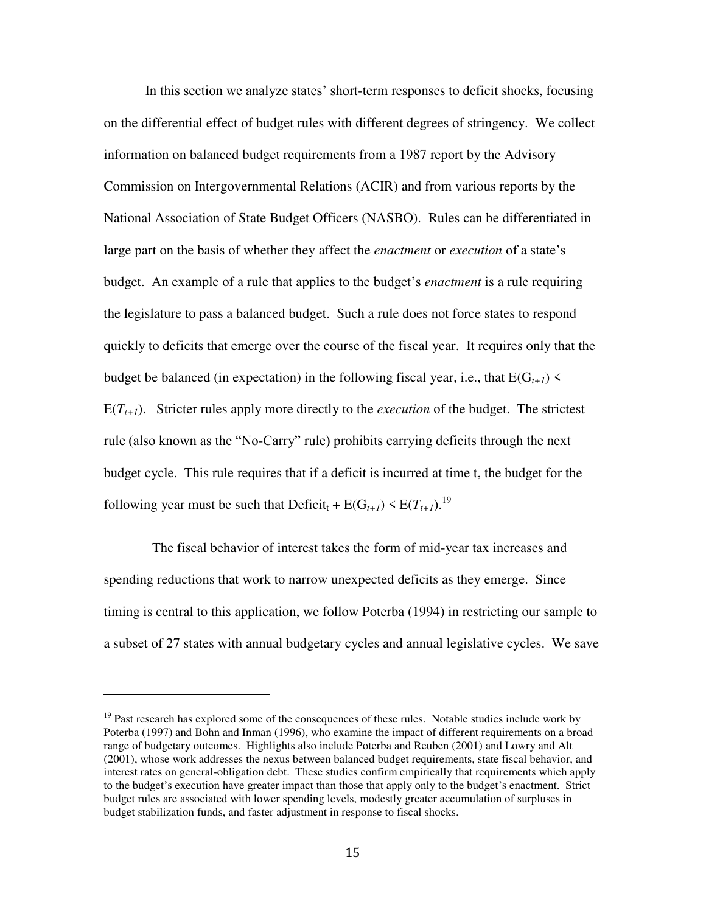In this section we analyze states' short-term responses to deficit shocks, focusing on the differential effect of budget rules with different degrees of stringency. We collect information on balanced budget requirements from a 1987 report by the Advisory Commission on Intergovernmental Relations (ACIR) and from various reports by the National Association of State Budget Officers (NASBO). Rules can be differentiated in large part on the basis of whether they affect the *enactment* or *execution* of a state's budget. An example of a rule that applies to the budget's *enactment* is a rule requiring the legislature to pass a balanced budget. Such a rule does not force states to respond quickly to deficits that emerge over the course of the fiscal year. It requires only that the budget be balanced (in expectation) in the following fiscal year, i.e., that $E(G_{t+1}) < E(T_{t+1})$. Stricter rules apply more directly to the *execution* of the budget. The strictest rule (also known as the "No-Carry" rule) prohibits carrying deficits through the next budget cycle. This rule requires that if a deficit is incurred at time t, the budget for the following year must be such that $\text{Deficit}_t + E(G_{t+1}) < E(T_{t+1})$.[19]

The fiscal behavior of interest takes the form of mid-year tax increases and spending reductions that work to narrow unexpected deficits as they emerge. Since timing is central to this application, we follow Poterba (1994) in restricting our sample to a subset of 27 states with annual budgetary cycles and annual legislative cycles. We save

---

[19] Past research has explored some of the consequences of these rules. Notable studies include work by Poterba (1997) and Bohn and Inman (1996), who examine the impact of different requirements on a broad range of budgetary outcomes. Highlights also include Poterba and Reuben (2001) and Lowry and Alt (2001), whose work addresses the nexus between balanced budget requirements, state fiscal behavior, and interest rates on general-obligation debt. These studies confirm empirically that requirements which apply to the budget's execution have greater impact than those that apply only to the budget's enactment. Strict budget rules are associated with lower spending levels, modestly greater accumulation of surpluses in budget stabilization funds, and faster adjustment in response to fiscal shocks.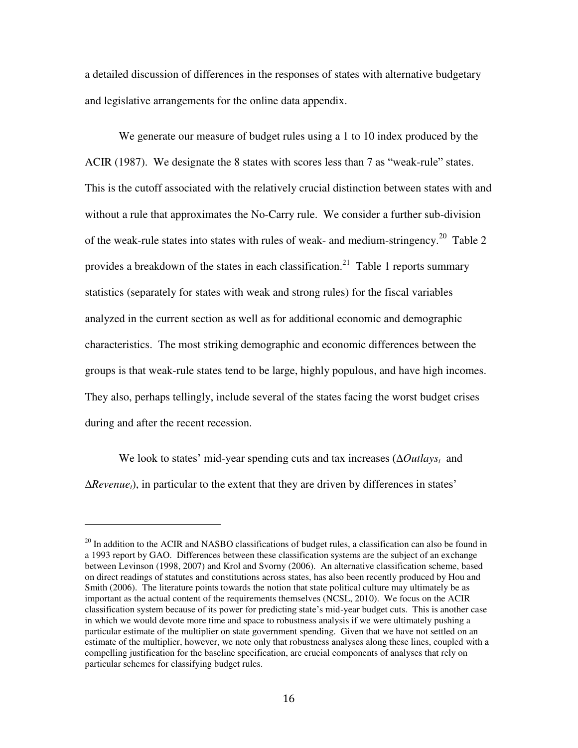a detailed discussion of differences in the responses of states with alternative budgetary and legislative arrangements for the online data appendix.

We generate our measure of budget rules using a 1 to 10 index produced by the ACIR (1987). We designate the 8 states with scores less than 7 as "weak-rule" states. This is the cutoff associated with the relatively crucial distinction between states with and without a rule that approximates the No-Carry rule. We consider a further sub-division of the weak-rule states into states with rules of weak- and medium-stringency.[20] Table 2 provides a breakdown of the states in each classification.[21] Table 1 reports summary statistics (separately for states with weak and strong rules) for the fiscal variables analyzed in the current section as well as for additional economic and demographic characteristics. The most striking demographic and economic differences between the groups is that weak-rule states tend to be large, highly populous, and have high incomes. They also, perhaps tellingly, include several of the states facing the worst budget crises during and after the recent recession.

We look to states' mid-year spending cuts and tax increases ($\Delta Outlays_t$ and $\Delta Revenue_t$), in particular to the extent that they are driven by differences in states'

---

[20] In addition to the ACIR and NASBO classifications of budget rules, a classification can also be found in a 1993 report by GAO. Differences between these classification systems are the subject of an exchange between Levinson (1998, 2007) and Krol and Svorny (2006). An alternative classification scheme, based on direct readings of statutes and constitutions across states, has also been recently produced by Hou and Smith (2006). The literature points towards the notion that state political culture may ultimately be as important as the actual content of the requirements themselves (NCSL, 2010). We focus on the ACIR classification system because of its power for predicting state's mid-year budget cuts. This is another case in which we would devote more time and space to robustness analysis if we were ultimately pushing a particular estimate of the multiplier on state government spending. Given that we have not settled on an estimate of the multiplier, however, we note only that robustness analyses along these lines, coupled with a compelling justification for the baseline specification, are crucial components of analyses that rely on particular schemes for classifying budget rules.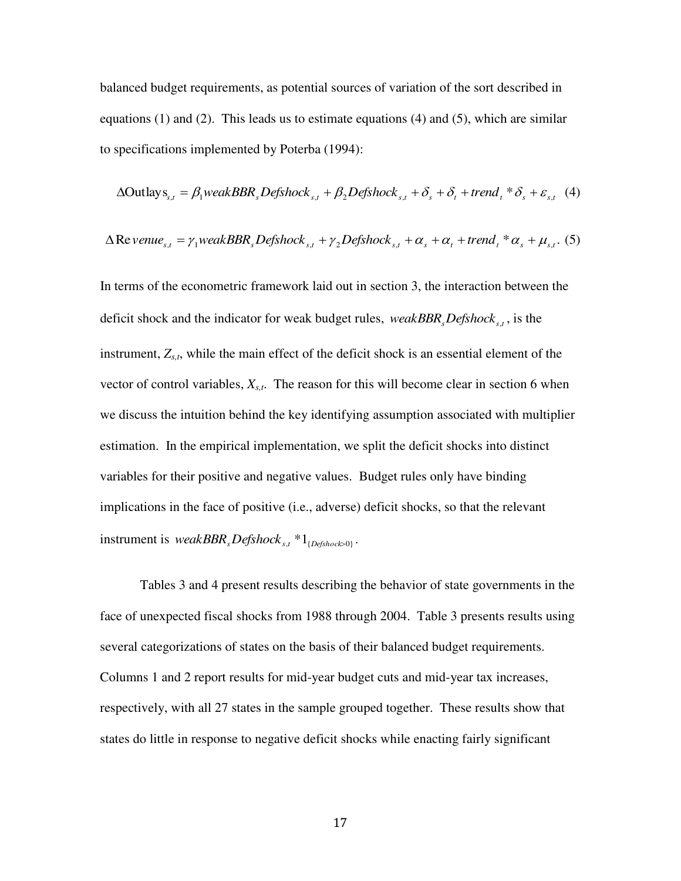balanced budget requirements, as potential sources of variation of the sort described in equations (1) and (2). This leads us to estimate equations (4) and (5), which are similar to specifications implemented by Poterba (1994):

$$\Delta \text{Outlays}_{s,t} = \beta_1 weakBBR_s Defshock_{s,t} + \beta_2 Defshock_{s,t} + \delta_s + \delta_t + trend_t * \delta_s + \varepsilon_{s,t} \quad (4)$$

$$\Delta \text{Re}venue_{s,t} = \gamma_1 weakBBR_s Defshock_{s,t} + \gamma_2 Defshock_{s,t} + \alpha_s + \alpha_t + trend_t * \alpha_s + \mu_{s,t}. \quad (5)$$

In terms of the econometric framework laid out in section 3, the interaction between the deficit shock and the indicator for weak budget rules, $weakBBR_s Defshock_{s,t}$, is the instrument, $Z_{s,t}$, while the main effect of the deficit shock is an essential element of the vector of control variables, $X_{s,t}$. The reason for this will become clear in section 6 when we discuss the intuition behind the key identifying assumption associated with multiplier estimation. In the empirical implementation, we split the deficit shocks into distinct variables for their positive and negative values. Budget rules only have binding implications in the face of positive (i.e., adverse) deficit shocks, so that the relevant instrument is $weakBBR_s Defshock_{s,t} * 1_{\{Defshock>0\}}$.

Tables 3 and 4 present results describing the behavior of state governments in the face of unexpected fiscal shocks from 1988 through 2004. Table 3 presents results using several categorizations of states on the basis of their balanced budget requirements. Columns 1 and 2 report results for mid-year budget cuts and mid-year tax increases, respectively, with all 27 states in the sample grouped together. These results show that states do little in response to negative deficit shocks while enacting fairly significant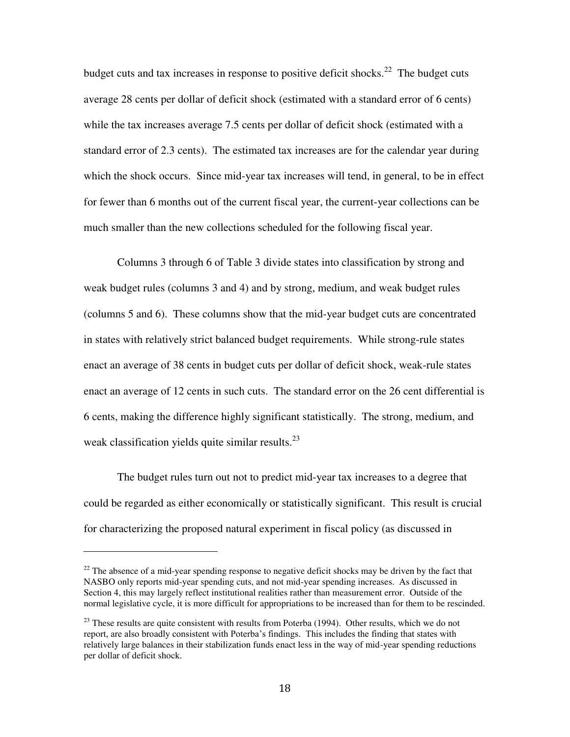budget cuts and tax increases in response to positive deficit shocks.[22] The budget cuts average 28 cents per dollar of deficit shock (estimated with a standard error of 6 cents) while the tax increases average 7.5 cents per dollar of deficit shock (estimated with a standard error of 2.3 cents). The estimated tax increases are for the calendar year during which the shock occurs. Since mid-year tax increases will tend, in general, to be in effect for fewer than 6 months out of the current fiscal year, the current-year collections can be much smaller than the new collections scheduled for the following fiscal year.

Columns 3 through 6 of Table 3 divide states into classification by strong and weak budget rules (columns 3 and 4) and by strong, medium, and weak budget rules (columns 5 and 6). These columns show that the mid-year budget cuts are concentrated in states with relatively strict balanced budget requirements. While strong-rule states enact an average of 38 cents in budget cuts per dollar of deficit shock, weak-rule states enact an average of 12 cents in such cuts. The standard error on the 26 cent differential is 6 cents, making the difference highly significant statistically. The strong, medium, and weak classification yields quite similar results.[23]

The budget rules turn out not to predict mid-year tax increases to a degree that could be regarded as either economically or statistically significant. This result is crucial for characterizing the proposed natural experiment in fiscal policy (as discussed in

---

[22] The absence of a mid-year spending response to negative deficit shocks may be driven by the fact that NASBO only reports mid-year spending cuts, and not mid-year spending increases. As discussed in Section 4, this may largely reflect institutional realities rather than measurement error. Outside of the normal legislative cycle, it is more difficult for appropriations to be increased than for them to be rescinded.

[23] These results are quite consistent with results from Poterba (1994). Other results, which we do not report, are also broadly consistent with Poterba's findings. This includes the finding that states with relatively large balances in their stabilization funds enact less in the way of mid-year spending reductions per dollar of deficit shock.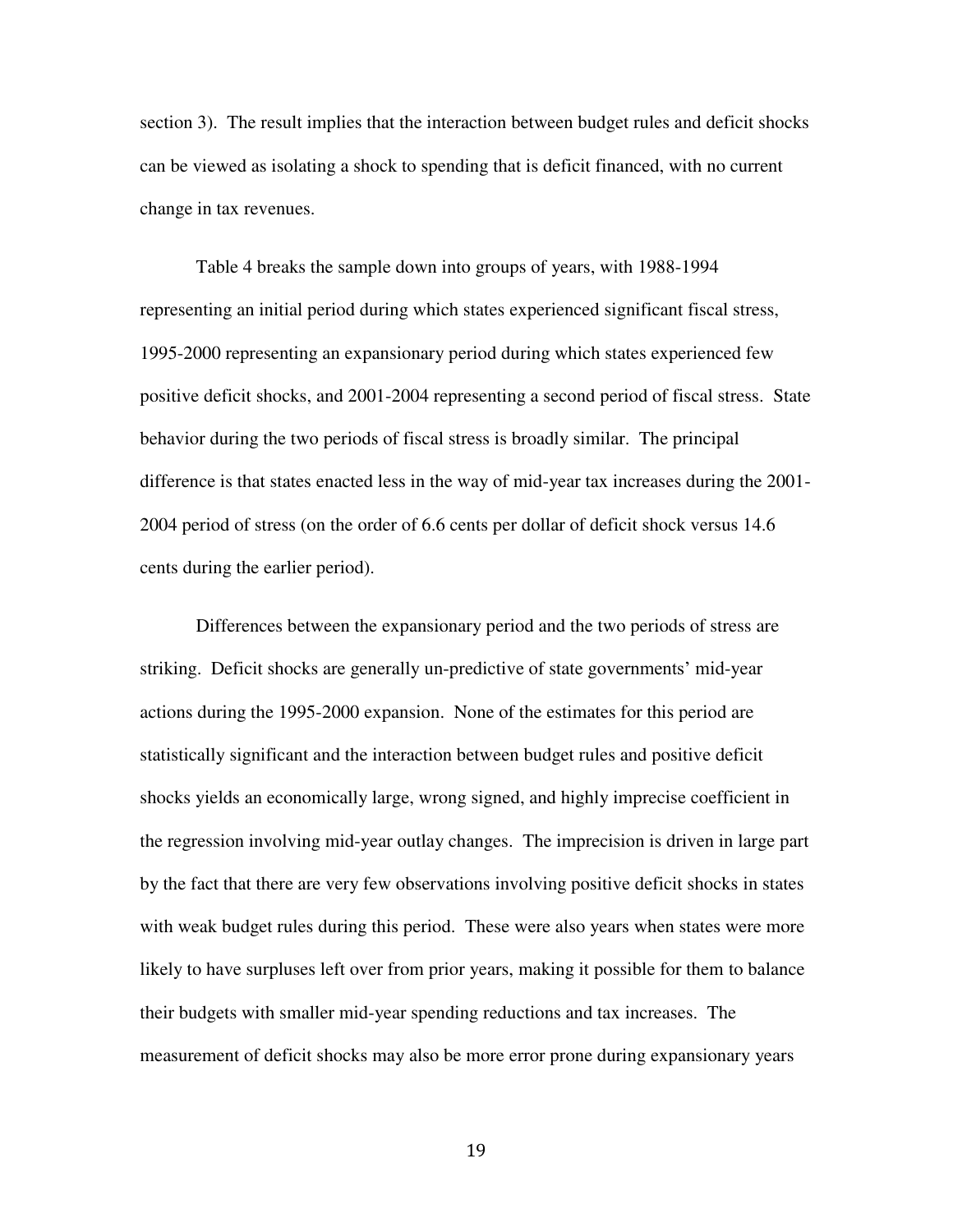section 3). The result implies that the interaction between budget rules and deficit shocks can be viewed as isolating a shock to spending that is deficit financed, with no current change in tax revenues.

Table 4 breaks the sample down into groups of years, with 1988-1994 representing an initial period during which states experienced significant fiscal stress, 1995-2000 representing an expansionary period during which states experienced few positive deficit shocks, and 2001-2004 representing a second period of fiscal stress. State behavior during the two periods of fiscal stress is broadly similar. The principal difference is that states enacted less in the way of mid-year tax increases during the 2001-2004 period of stress (on the order of 6.6 cents per dollar of deficit shock versus 14.6 cents during the earlier period).

Differences between the expansionary period and the two periods of stress are striking. Deficit shocks are generally un-predictive of state governments' mid-year actions during the 1995-2000 expansion. None of the estimates for this period are statistically significant and the interaction between budget rules and positive deficit shocks yields an economically large, wrong signed, and highly imprecise coefficient in the regression involving mid-year outlay changes. The imprecision is driven in large part by the fact that there are very few observations involving positive deficit shocks in states with weak budget rules during this period. These were also years when states were more likely to have surpluses left over from prior years, making it possible for them to balance their budgets with smaller mid-year spending reductions and tax increases. The measurement of deficit shocks may also be more error prone during expansionary years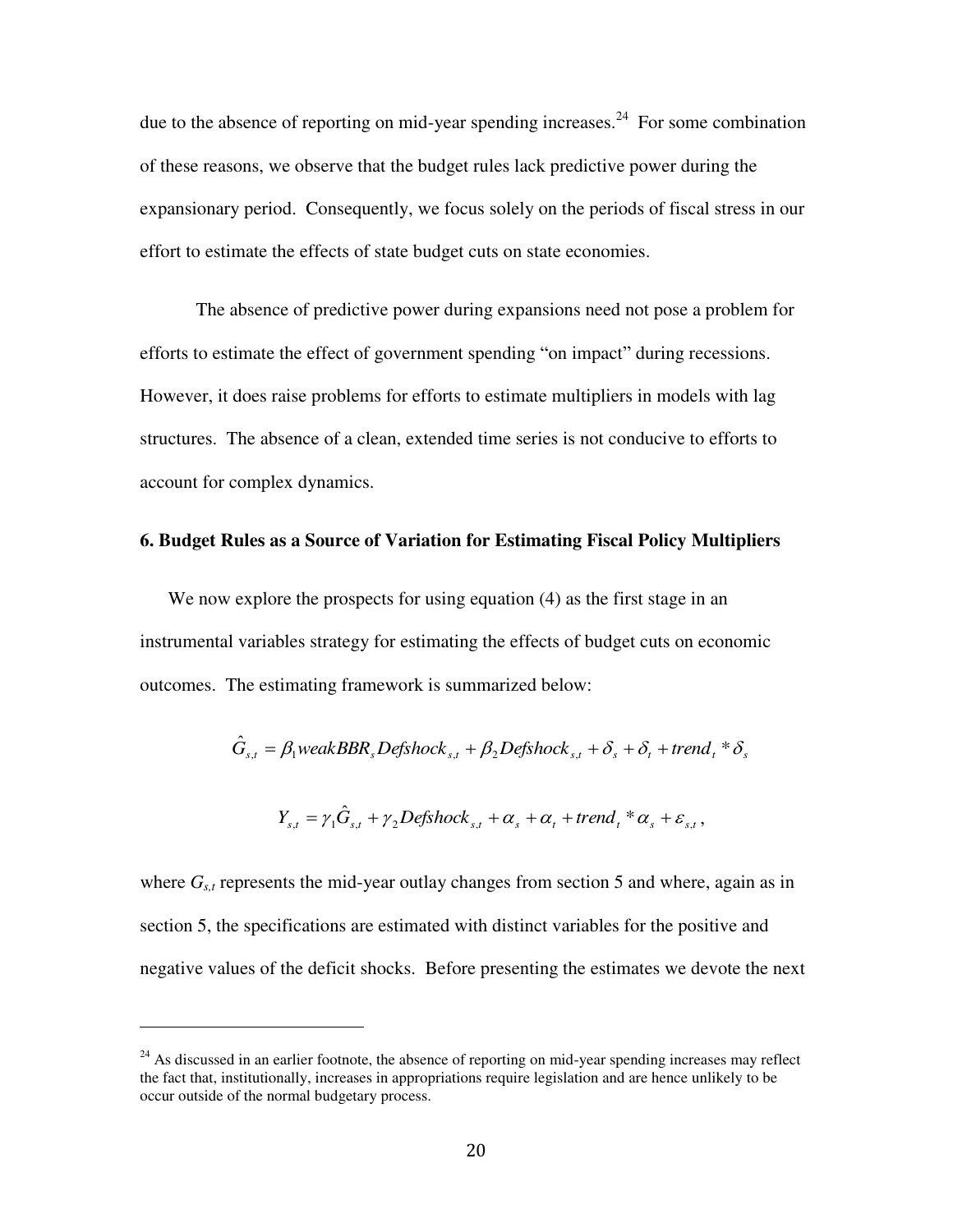due to the absence of reporting on mid-year spending increases.[24] For some combination of these reasons, we observe that the budget rules lack predictive power during the expansionary period. Consequently, we focus solely on the periods of fiscal stress in our effort to estimate the effects of state budget cuts on state economies.

The absence of predictive power during expansions need not pose a problem for efforts to estimate the effect of government spending "on impact" during recessions. However, it does raise problems for efforts to estimate multipliers in models with lag structures. The absence of a clean, extended time series is not conducive to efforts to account for complex dynamics.

## 6. Budget Rules as a Source of Variation for Estimating Fiscal Policy Multipliers

We now explore the prospects for using equation (4) as the first stage in an instrumental variables strategy for estimating the effects of budget cuts on economic outcomes. The estimating framework is summarized below:

$$\hat{G}_{s,t} = \beta_1 weakBBR_s Defshock_{s,t} + \beta_2 Defshock_{s,t} + \delta_s + \delta_t + trend_t * \delta_s$$

$$Y_{s,t} = \gamma_1 \hat{G}_{s,t} + \gamma_2 Defshock_{s,t} + \alpha_s + \alpha_t + trend_t * \alpha_s + \varepsilon_{s,t},$$

where $G_{s,t}$ represents the mid-year outlay changes from section 5 and where, again as in section 5, the specifications are estimated with distinct variables for the positive and negative values of the deficit shocks. Before presenting the estimates we devote the next

[24] As discussed in an earlier footnote, the absence of reporting on mid-year spending increases may reflect the fact that, institutionally, increases in appropriations require legislation and are hence unlikely to be occur outside of the normal budgetary process.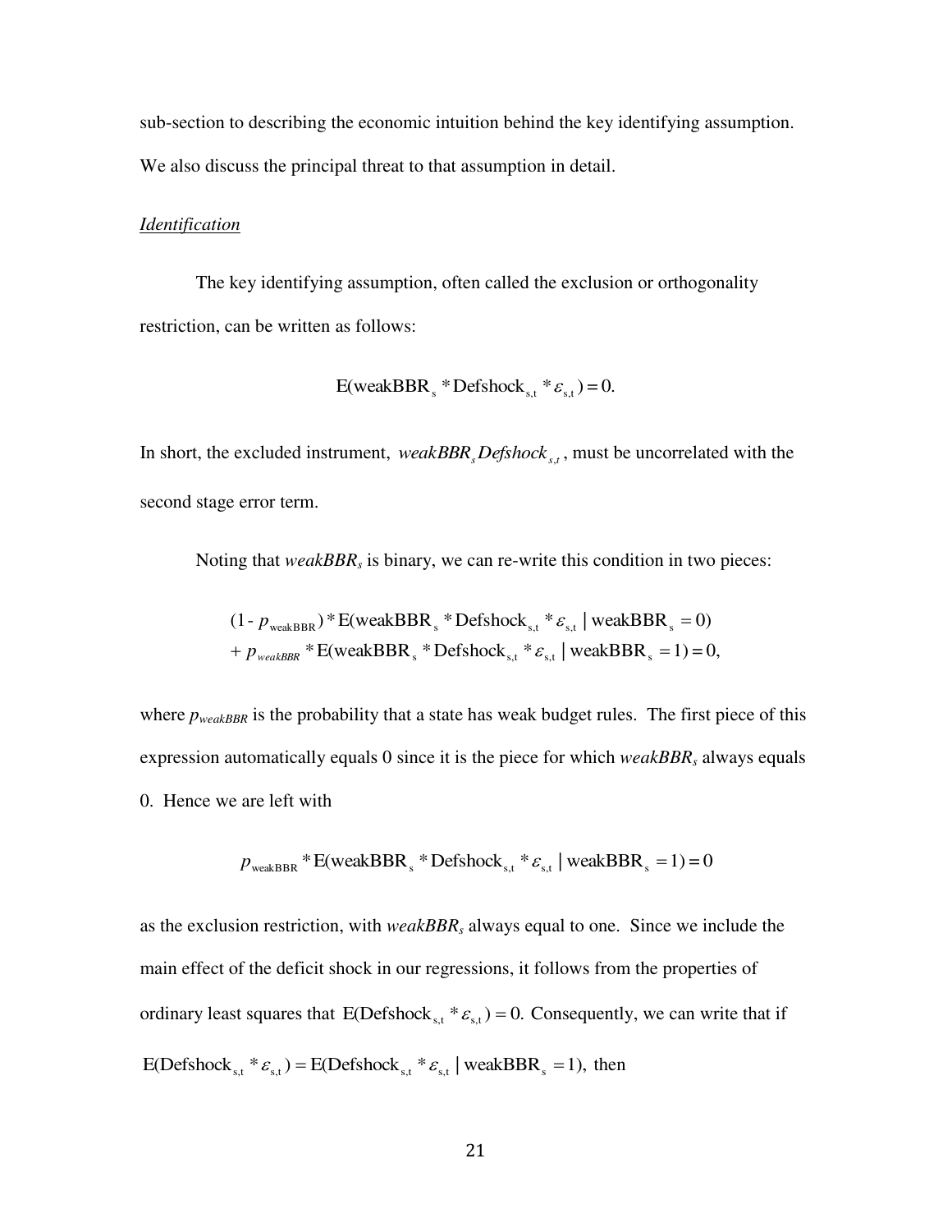sub-section to describing the economic intuition behind the key identifying assumption. We also discuss the principal threat to that assumption in detail.

*Identification*

The key identifying assumption, often called the exclusion or orthogonality restriction, can be written as follows:

$$\mathrm{E}(\mathrm{weakBBR_s} * \mathrm{Defshock_{s,t}} * \varepsilon_{\mathrm{s,t}}) = 0.$$

In short, the excluded instrument, $weakBBR_s Defshock_{s,t}$, must be uncorrelated with the second stage error term.

Noting that $weakBBR_s$ is binary, we can re-write this condition in two pieces:

$$\begin{aligned}&(1 - p_{\mathrm{weakBBR}}) * \mathrm{E}(\mathrm{weakBBR_s} * \mathrm{Defshock_{s,t}} * \varepsilon_{\mathrm{s,t}} \mid \mathrm{weakBBR_s} = 0) \\ &+ p_{weakBBR} * \mathrm{E}(\mathrm{weakBBR_s} * \mathrm{Defshock_{s,t}} * \varepsilon_{\mathrm{s,t}} \mid \mathrm{weakBBR_s} = 1) = 0,\end{aligned}$$

where $p_{weakBBR}$ is the probability that a state has weak budget rules. The first piece of this expression automatically equals 0 since it is the piece for which $weakBBR_s$ always equals 0. Hence we are left with

$$p_{\mathrm{weakBBR}} * \mathrm{E}(\mathrm{weakBBR_s} * \mathrm{Defshock_{s,t}} * \varepsilon_{\mathrm{s,t}} \mid \mathrm{weakBBR_s} = 1) = 0$$

as the exclusion restriction, with $weakBBR_s$ always equal to one. Since we include the main effect of the deficit shock in our regressions, it follows from the properties of ordinary least squares that $\mathrm{E}(\mathrm{Defshock_{s,t}} * \varepsilon_{\mathrm{s,t}}) = 0.$ Consequently, we can write that if $\mathrm{E}(\mathrm{Defshock_{s,t}} * \varepsilon_{\mathrm{s,t}}) = \mathrm{E}(\mathrm{Defshock_{s,t}} * \varepsilon_{\mathrm{s,t}} \mid \mathrm{weakBBR_s} = 1),$ then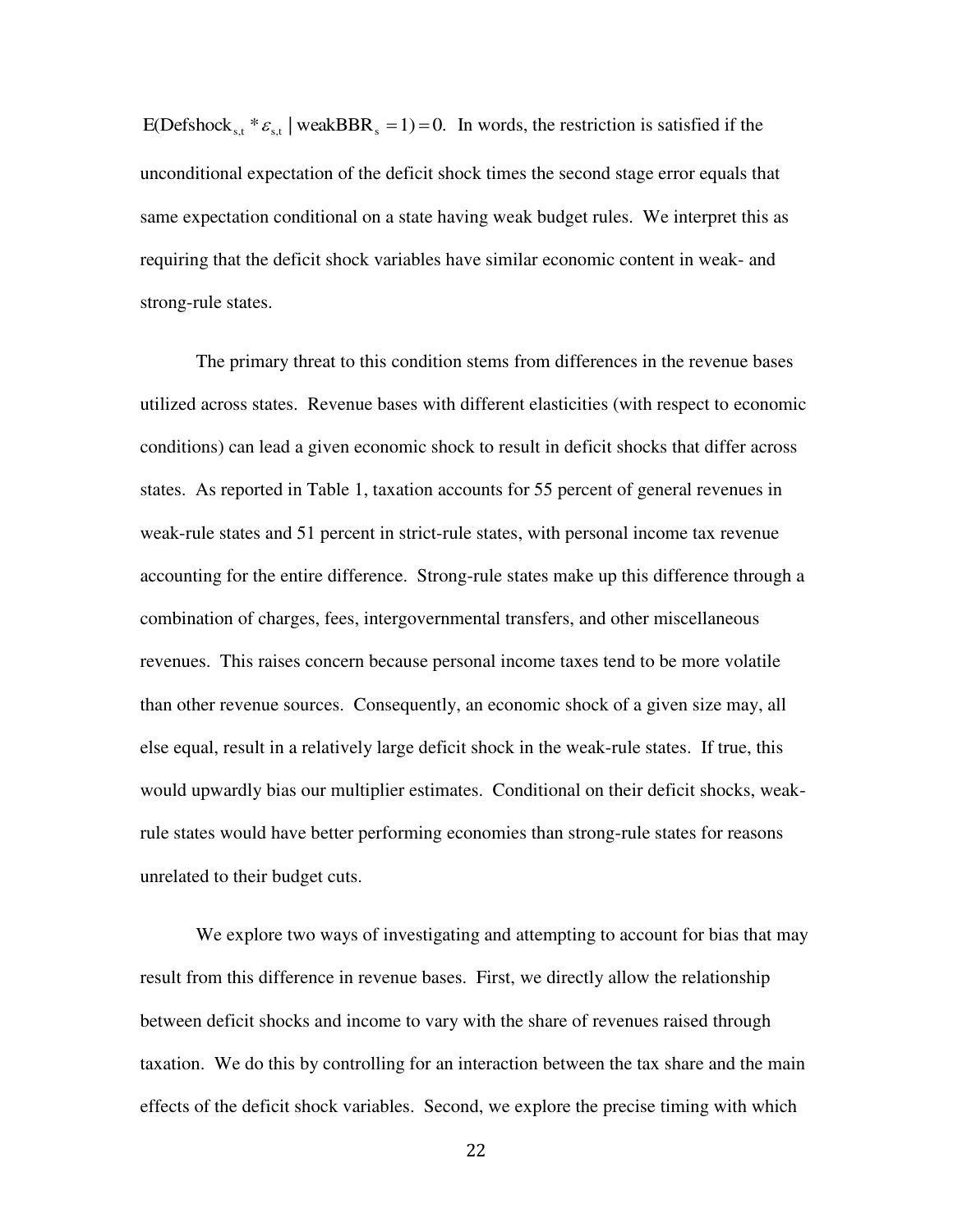$E(\text{Defshock}_{s,t} * \varepsilon_{s,t} \mid \text{weakBBR}_s = 1) = 0.$ In words, the restriction is satisfied if the unconditional expectation of the deficit shock times the second stage error equals that same expectation conditional on a state having weak budget rules. We interpret this as requiring that the deficit shock variables have similar economic content in weak- and strong-rule states.

The primary threat to this condition stems from differences in the revenue bases utilized across states. Revenue bases with different elasticities (with respect to economic conditions) can lead a given economic shock to result in deficit shocks that differ across states. As reported in Table 1, taxation accounts for 55 percent of general revenues in weak-rule states and 51 percent in strict-rule states, with personal income tax revenue accounting for the entire difference. Strong-rule states make up this difference through a combination of charges, fees, intergovernmental transfers, and other miscellaneous revenues. This raises concern because personal income taxes tend to be more volatile than other revenue sources. Consequently, an economic shock of a given size may, all else equal, result in a relatively large deficit shock in the weak-rule states. If true, this would upwardly bias our multiplier estimates. Conditional on their deficit shocks, weak-rule states would have better performing economies than strong-rule states for reasons unrelated to their budget cuts.

We explore two ways of investigating and attempting to account for bias that may result from this difference in revenue bases. First, we directly allow the relationship between deficit shocks and income to vary with the share of revenues raised through taxation. We do this by controlling for an interaction between the tax share and the main effects of the deficit shock variables. Second, we explore the precise timing with which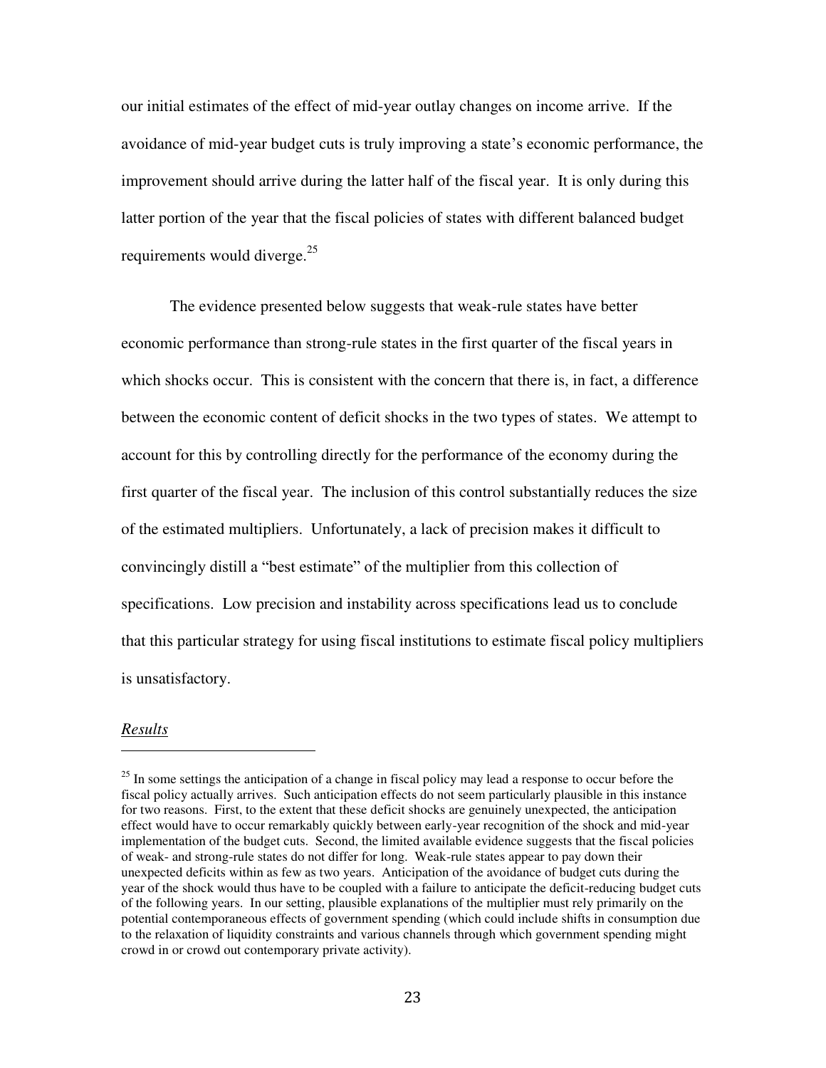our initial estimates of the effect of mid-year outlay changes on income arrive. If the avoidance of mid-year budget cuts is truly improving a state's economic performance, the improvement should arrive during the latter half of the fiscal year. It is only during this latter portion of the year that the fiscal policies of states with different balanced budget requirements would diverge.[25]

The evidence presented below suggests that weak-rule states have better economic performance than strong-rule states in the first quarter of the fiscal years in which shocks occur. This is consistent with the concern that there is, in fact, a difference between the economic content of deficit shocks in the two types of states. We attempt to account for this by controlling directly for the performance of the economy during the first quarter of the fiscal year. The inclusion of this control substantially reduces the size of the estimated multipliers. Unfortunately, a lack of precision makes it difficult to convincingly distill a "best estimate" of the multiplier from this collection of specifications. Low precision and instability across specifications lead us to conclude that this particular strategy for using fiscal institutions to estimate fiscal policy multipliers is unsatisfactory.

*Results*

[25] In some settings the anticipation of a change in fiscal policy may lead a response to occur before the fiscal policy actually arrives. Such anticipation effects do not seem particularly plausible in this instance for two reasons. First, to the extent that these deficit shocks are genuinely unexpected, the anticipation effect would have to occur remarkably quickly between early-year recognition of the shock and mid-year implementation of the budget cuts. Second, the limited available evidence suggests that the fiscal policies of weak- and strong-rule states do not differ for long. Weak-rule states appear to pay down their unexpected deficits within as few as two years. Anticipation of the avoidance of budget cuts during the year of the shock would thus have to be coupled with a failure to anticipate the deficit-reducing budget cuts of the following years. In our setting, plausible explanations of the multiplier must rely primarily on the potential contemporaneous effects of government spending (which could include shifts in consumption due to the relaxation of liquidity constraints and various channels through which government spending might crowd in or crowd out contemporary private activity).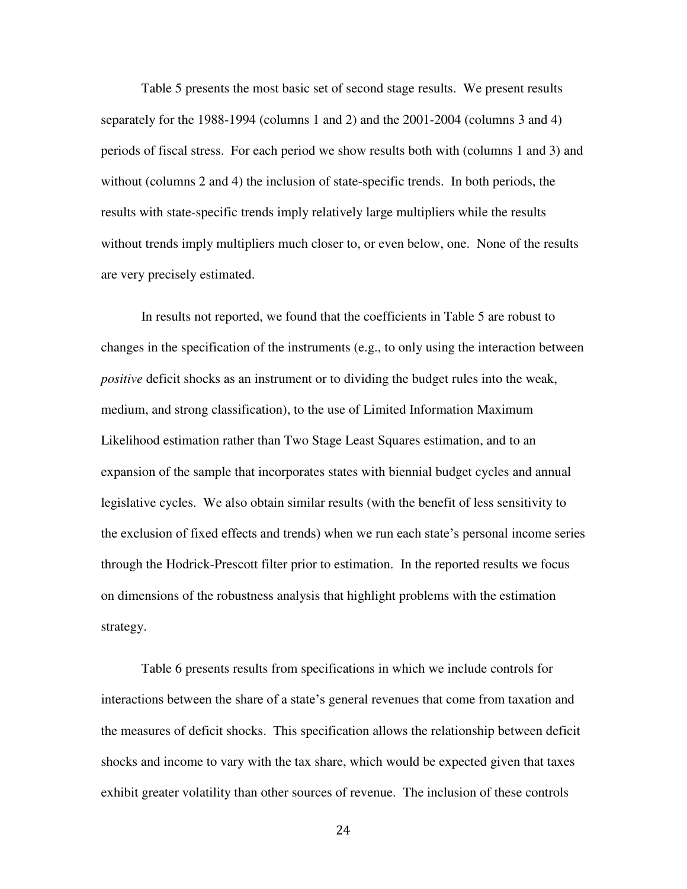Table 5 presents the most basic set of second stage results. We present results separately for the 1988-1994 (columns 1 and 2) and the 2001-2004 (columns 3 and 4) periods of fiscal stress. For each period we show results both with (columns 1 and 3) and without (columns 2 and 4) the inclusion of state-specific trends. In both periods, the results with state-specific trends imply relatively large multipliers while the results without trends imply multipliers much closer to, or even below, one. None of the results are very precisely estimated.

In results not reported, we found that the coefficients in Table 5 are robust to changes in the specification of the instruments (e.g., to only using the interaction between *positive* deficit shocks as an instrument or to dividing the budget rules into the weak, medium, and strong classification), to the use of Limited Information Maximum Likelihood estimation rather than Two Stage Least Squares estimation, and to an expansion of the sample that incorporates states with biennial budget cycles and annual legislative cycles. We also obtain similar results (with the benefit of less sensitivity to the exclusion of fixed effects and trends) when we run each state's personal income series through the Hodrick-Prescott filter prior to estimation. In the reported results we focus on dimensions of the robustness analysis that highlight problems with the estimation strategy.

Table 6 presents results from specifications in which we include controls for interactions between the share of a state's general revenues that come from taxation and the measures of deficit shocks. This specification allows the relationship between deficit shocks and income to vary with the tax share, which would be expected given that taxes exhibit greater volatility than other sources of revenue. The inclusion of these controls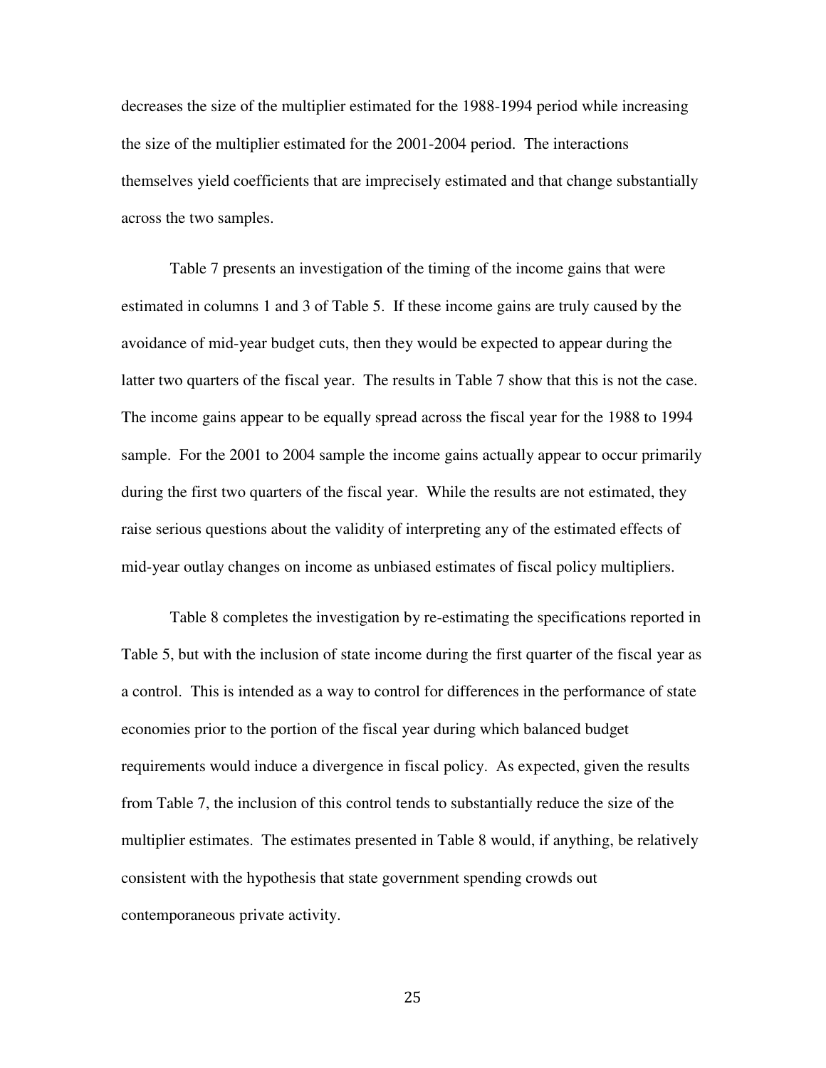decreases the size of the multiplier estimated for the 1988-1994 period while increasing the size of the multiplier estimated for the 2001-2004 period. The interactions themselves yield coefficients that are imprecisely estimated and that change substantially across the two samples.

Table 7 presents an investigation of the timing of the income gains that were estimated in columns 1 and 3 of Table 5. If these income gains are truly caused by the avoidance of mid-year budget cuts, then they would be expected to appear during the latter two quarters of the fiscal year. The results in Table 7 show that this is not the case. The income gains appear to be equally spread across the fiscal year for the 1988 to 1994 sample. For the 2001 to 2004 sample the income gains actually appear to occur primarily during the first two quarters of the fiscal year. While the results are not estimated, they raise serious questions about the validity of interpreting any of the estimated effects of mid-year outlay changes on income as unbiased estimates of fiscal policy multipliers.

Table 8 completes the investigation by re-estimating the specifications reported in Table 5, but with the inclusion of state income during the first quarter of the fiscal year as a control. This is intended as a way to control for differences in the performance of state economies prior to the portion of the fiscal year during which balanced budget requirements would induce a divergence in fiscal policy. As expected, given the results from Table 7, the inclusion of this control tends to substantially reduce the size of the multiplier estimates. The estimates presented in Table 8 would, if anything, be relatively consistent with the hypothesis that state government spending crowds out contemporaneous private activity.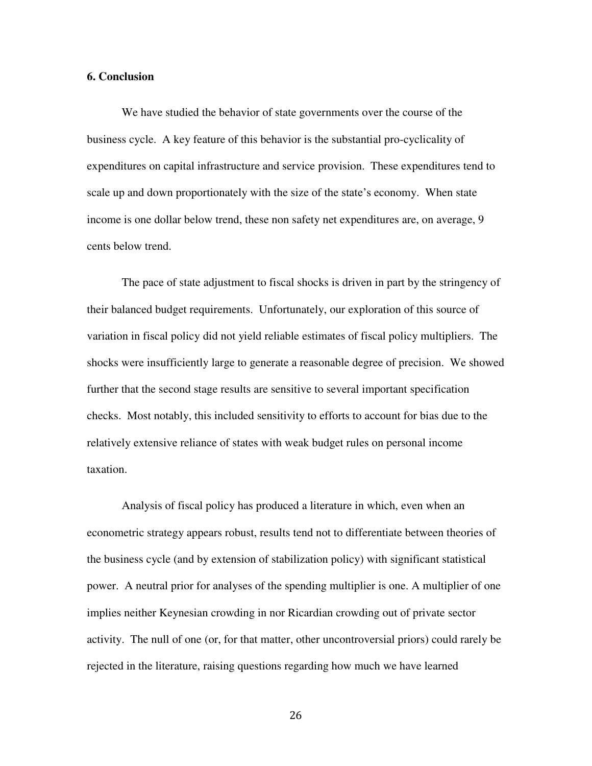## 6. Conclusion

We have studied the behavior of state governments over the course of the business cycle. A key feature of this behavior is the substantial pro-cyclicality of expenditures on capital infrastructure and service provision. These expenditures tend to scale up and down proportionately with the size of the state's economy. When state income is one dollar below trend, these non safety net expenditures are, on average, 9 cents below trend.

The pace of state adjustment to fiscal shocks is driven in part by the stringency of their balanced budget requirements. Unfortunately, our exploration of this source of variation in fiscal policy did not yield reliable estimates of fiscal policy multipliers. The shocks were insufficiently large to generate a reasonable degree of precision. We showed further that the second stage results are sensitive to several important specification checks. Most notably, this included sensitivity to efforts to account for bias due to the relatively extensive reliance of states with weak budget rules on personal income taxation.

Analysis of fiscal policy has produced a literature in which, even when an econometric strategy appears robust, results tend not to differentiate between theories of the business cycle (and by extension of stabilization policy) with significant statistical power. A neutral prior for analyses of the spending multiplier is one. A multiplier of one implies neither Keynesian crowding in nor Ricardian crowding out of private sector activity. The null of one (or, for that matter, other uncontroversial priors) could rarely be rejected in the literature, raising questions regarding how much we have learned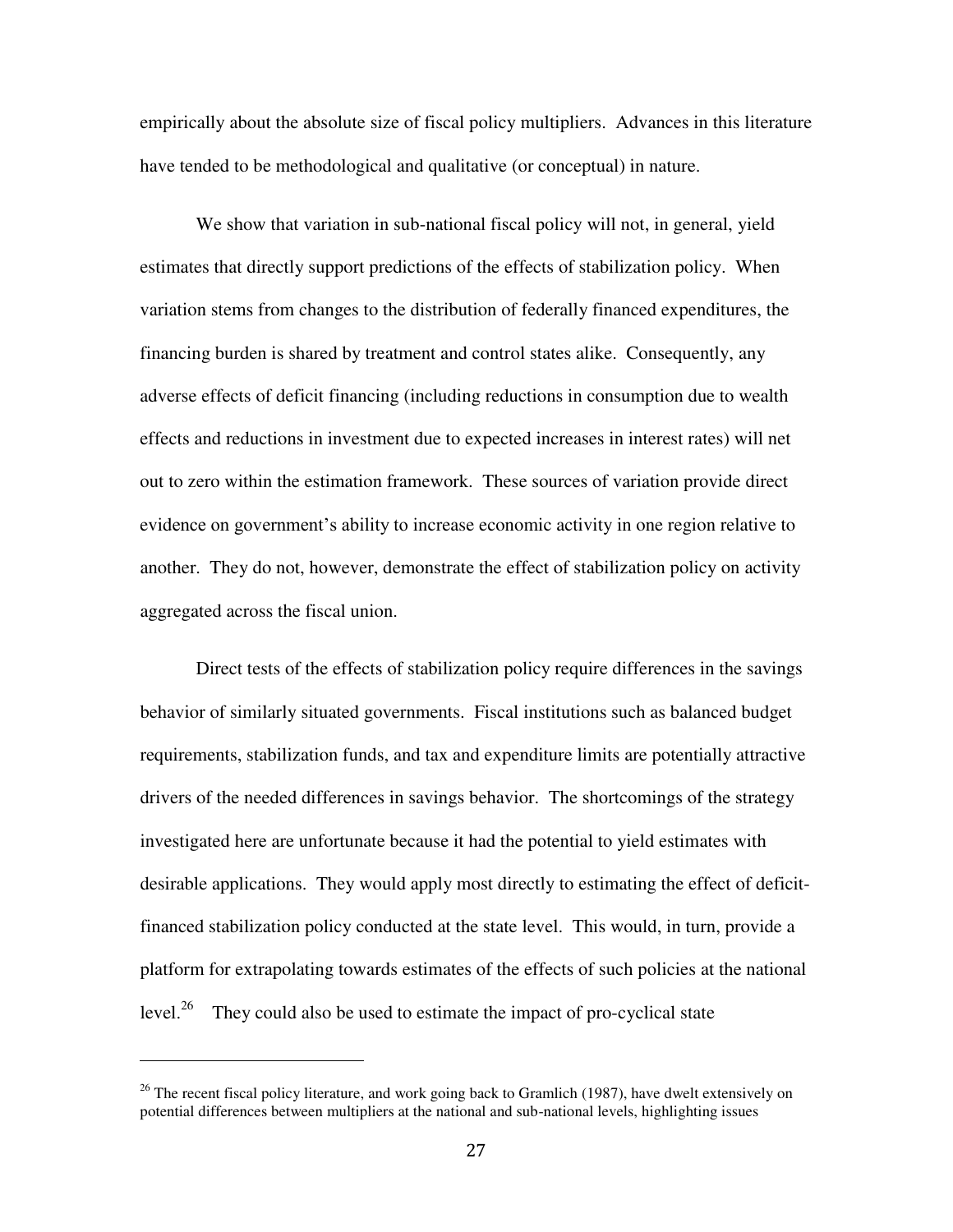empirically about the absolute size of fiscal policy multipliers. Advances in this literature have tended to be methodological and qualitative (or conceptual) in nature.

We show that variation in sub-national fiscal policy will not, in general, yield estimates that directly support predictions of the effects of stabilization policy. When variation stems from changes to the distribution of federally financed expenditures, the financing burden is shared by treatment and control states alike. Consequently, any adverse effects of deficit financing (including reductions in consumption due to wealth effects and reductions in investment due to expected increases in interest rates) will net out to zero within the estimation framework. These sources of variation provide direct evidence on government's ability to increase economic activity in one region relative to another. They do not, however, demonstrate the effect of stabilization policy on activity aggregated across the fiscal union.

Direct tests of the effects of stabilization policy require differences in the savings behavior of similarly situated governments. Fiscal institutions such as balanced budget requirements, stabilization funds, and tax and expenditure limits are potentially attractive drivers of the needed differences in savings behavior. The shortcomings of the strategy investigated here are unfortunate because it had the potential to yield estimates with desirable applications. They would apply most directly to estimating the effect of deficit-financed stabilization policy conducted at the state level. This would, in turn, provide a platform for extrapolating towards estimates of the effects of such policies at the national level.[26] They could also be used to estimate the impact of pro-cyclical state

[26] The recent fiscal policy literature, and work going back to Gramlich (1987), have dwelt extensively on potential differences between multipliers at the national and sub-national levels, highlighting issues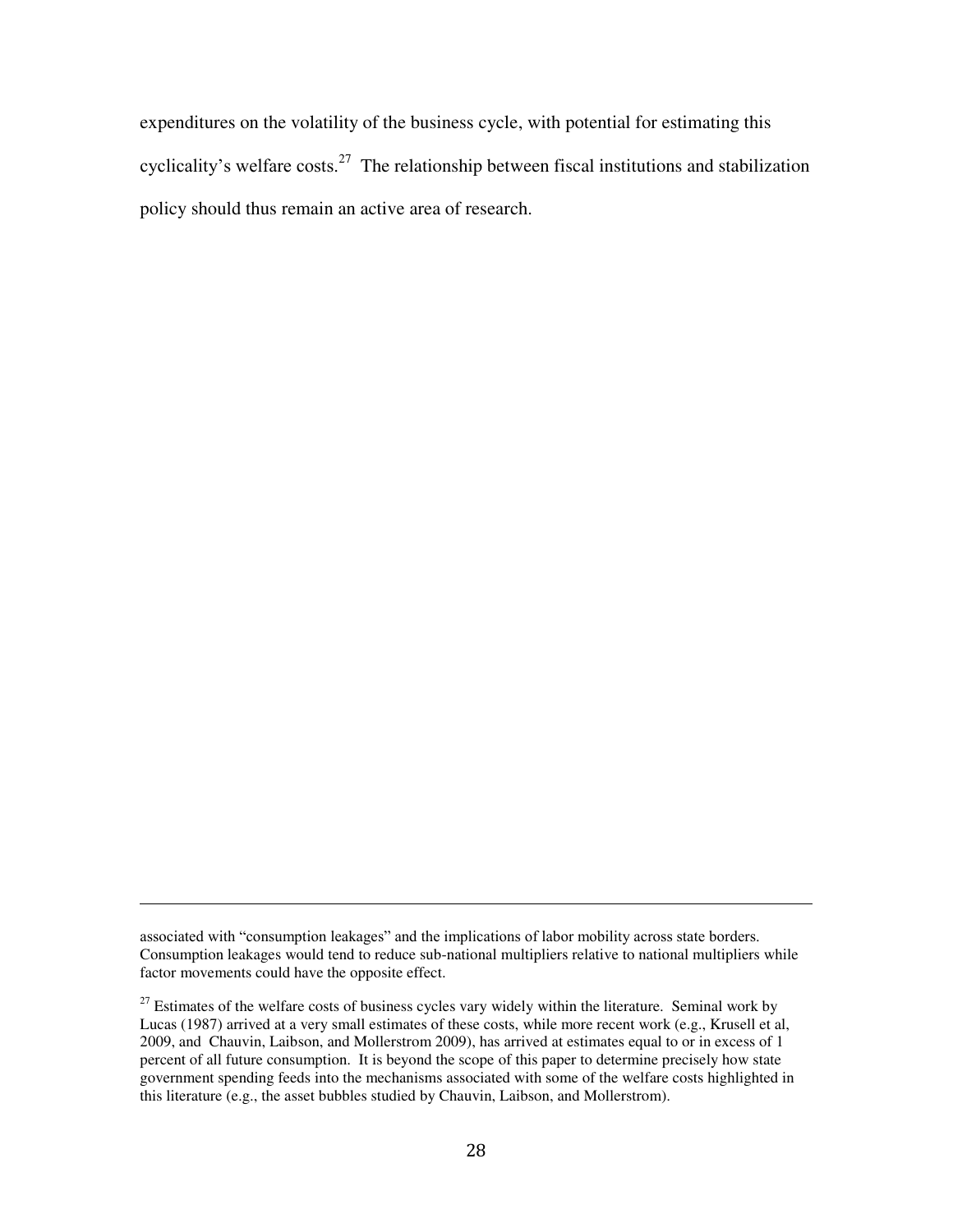expenditures on the volatility of the business cycle, with potential for estimating this cyclicality's welfare costs.[27] The relationship between fiscal institutions and stabilization policy should thus remain an active area of research.

---

associated with "consumption leakages" and the implications of labor mobility across state borders. Consumption leakages would tend to reduce sub-national multipliers relative to national multipliers while factor movements could have the opposite effect.

[27] Estimates of the welfare costs of business cycles vary widely within the literature. Seminal work by Lucas (1987) arrived at a very small estimates of these costs, while more recent work (e.g., Krusell et al, 2009, and Chauvin, Laibson, and Mollerstrom 2009), has arrived at estimates equal to or in excess of 1 percent of all future consumption. It is beyond the scope of this paper to determine precisely how state government spending feeds into the mechanisms associated with some of the welfare costs highlighted in this literature (e.g., the asset bubbles studied by Chauvin, Laibson, and Mollerstrom).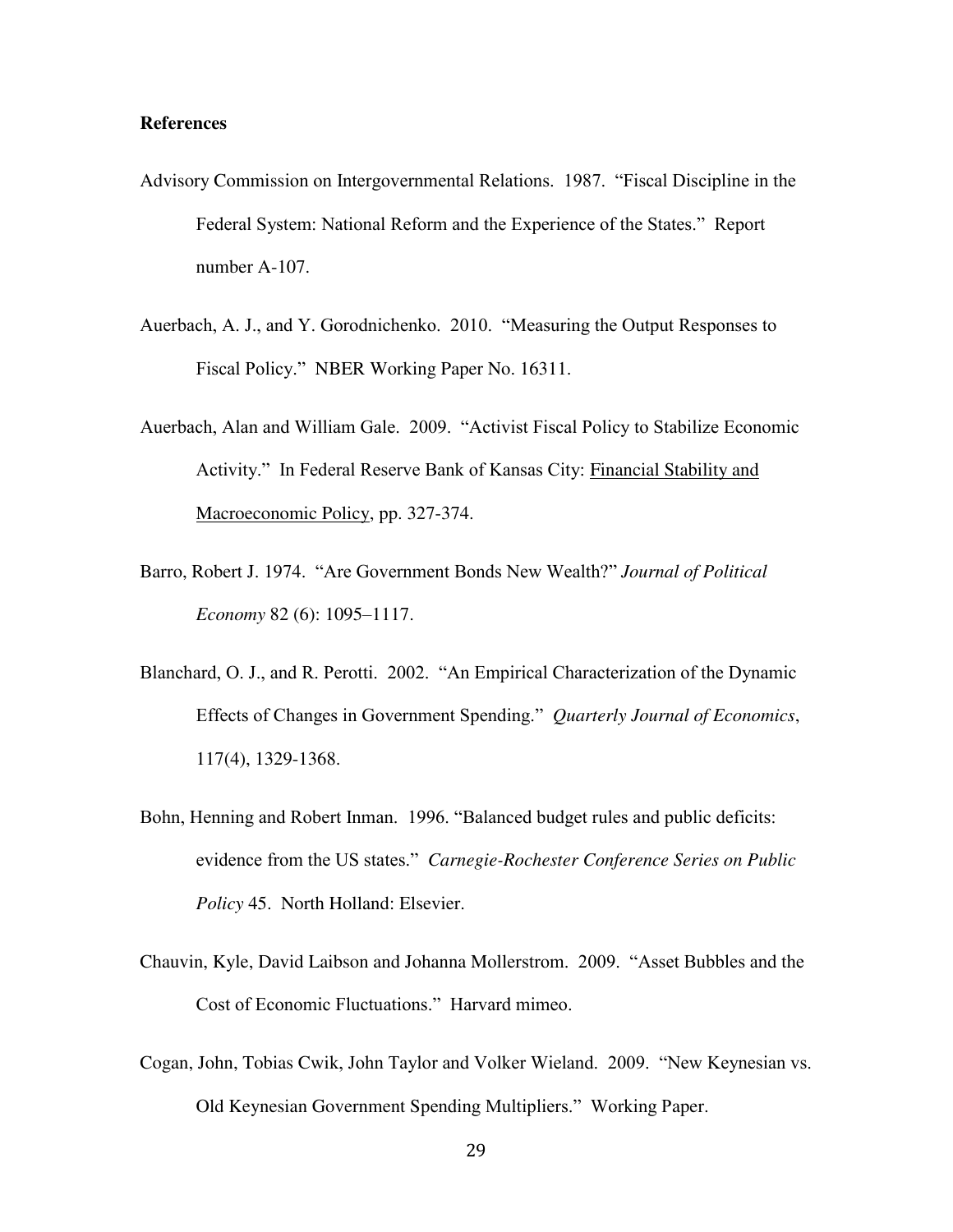## References

Advisory Commission on Intergovernmental Relations. 1987. "Fiscal Discipline in the Federal System: National Reform and the Experience of the States." Report number A-107.

Auerbach, A. J., and Y. Gorodnichenko. 2010. "Measuring the Output Responses to Fiscal Policy." NBER Working Paper No. 16311.

Auerbach, Alan and William Gale. 2009. "Activist Fiscal Policy to Stabilize Economic Activity." In Federal Reserve Bank of Kansas City: Financial Stability and Macroeconomic Policy, pp. 327-374.

Barro, Robert J. 1974. "Are Government Bonds New Wealth?" *Journal of Political Economy* 82 (6): 1095–1117.

Blanchard, O. J., and R. Perotti. 2002. "An Empirical Characterization of the Dynamic Effects of Changes in Government Spending." *Quarterly Journal of Economics*, 117(4), 1329-1368.

Bohn, Henning and Robert Inman. 1996. "Balanced budget rules and public deficits: evidence from the US states." *Carnegie-Rochester Conference Series on Public Policy* 45. North Holland: Elsevier.

Chauvin, Kyle, David Laibson and Johanna Mollerstrom. 2009. "Asset Bubbles and the Cost of Economic Fluctuations." Harvard mimeo.

Cogan, John, Tobias Cwik, John Taylor and Volker Wieland. 2009. "New Keynesian vs. Old Keynesian Government Spending Multipliers." Working Paper.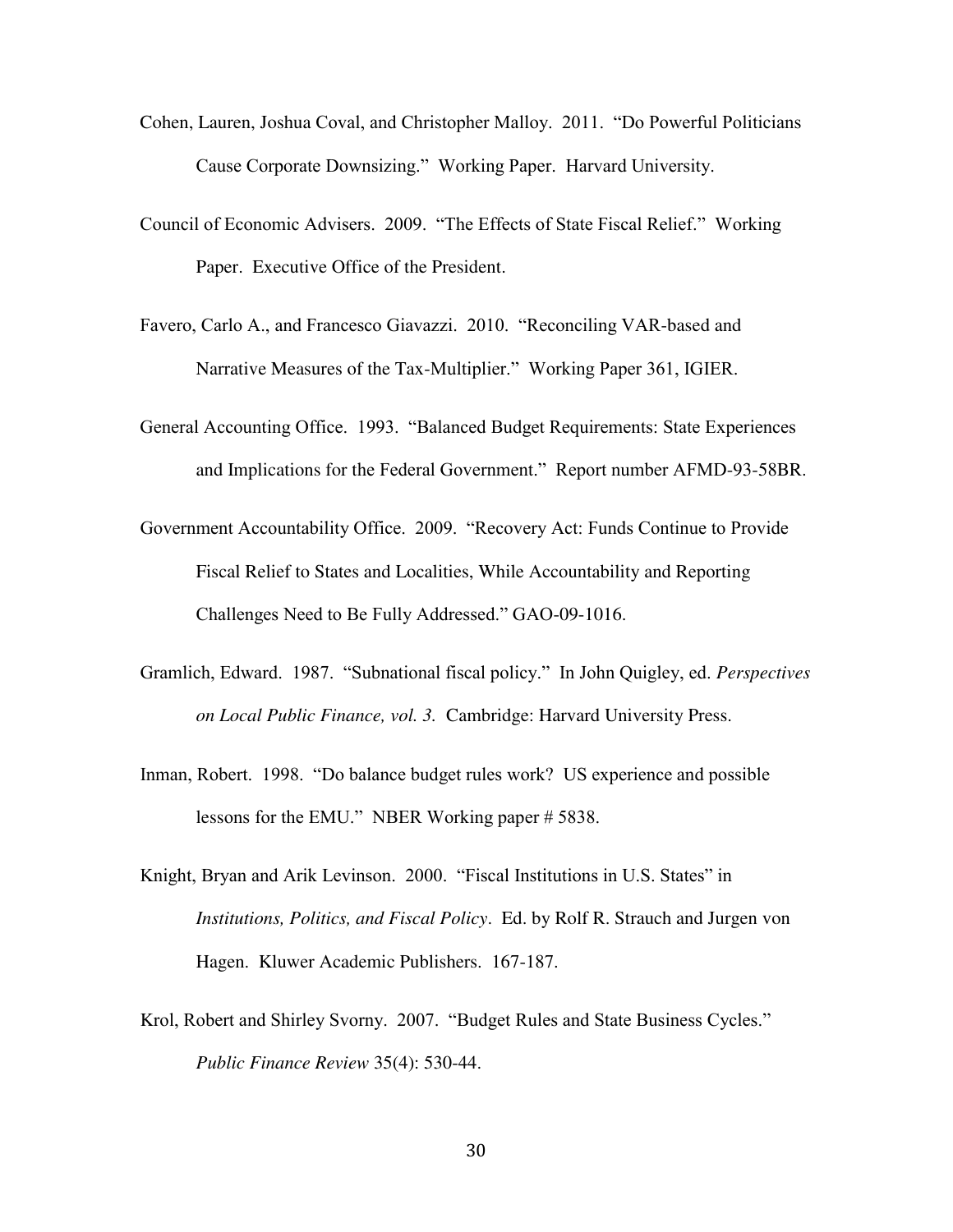Cohen, Lauren, Joshua Coval, and Christopher Malloy. 2011. "Do Powerful Politicians Cause Corporate Downsizing." Working Paper. Harvard University.

Council of Economic Advisers. 2009. "The Effects of State Fiscal Relief." Working Paper. Executive Office of the President.

Favero, Carlo A., and Francesco Giavazzi. 2010. "Reconciling VAR-based and Narrative Measures of the Tax-Multiplier." Working Paper 361, IGIER.

General Accounting Office. 1993. "Balanced Budget Requirements: State Experiences and Implications for the Federal Government." Report number AFMD-93-58BR.

Government Accountability Office. 2009. "Recovery Act: Funds Continue to Provide Fiscal Relief to States and Localities, While Accountability and Reporting Challenges Need to Be Fully Addressed." GAO-09-1016.

Gramlich, Edward. 1987. "Subnational fiscal policy." In John Quigley, ed. *Perspectives on Local Public Finance, vol. 3.* Cambridge: Harvard University Press.

Inman, Robert. 1998. "Do balance budget rules work? US experience and possible lessons for the EMU." NBER Working paper # 5838.

Knight, Bryan and Arik Levinson. 2000. "Fiscal Institutions in U.S. States" in *Institutions, Politics, and Fiscal Policy*. Ed. by Rolf R. Strauch and Jurgen von Hagen. Kluwer Academic Publishers. 167-187.

Krol, Robert and Shirley Svorny. 2007. "Budget Rules and State Business Cycles." *Public Finance Review* 35(4): 530-44.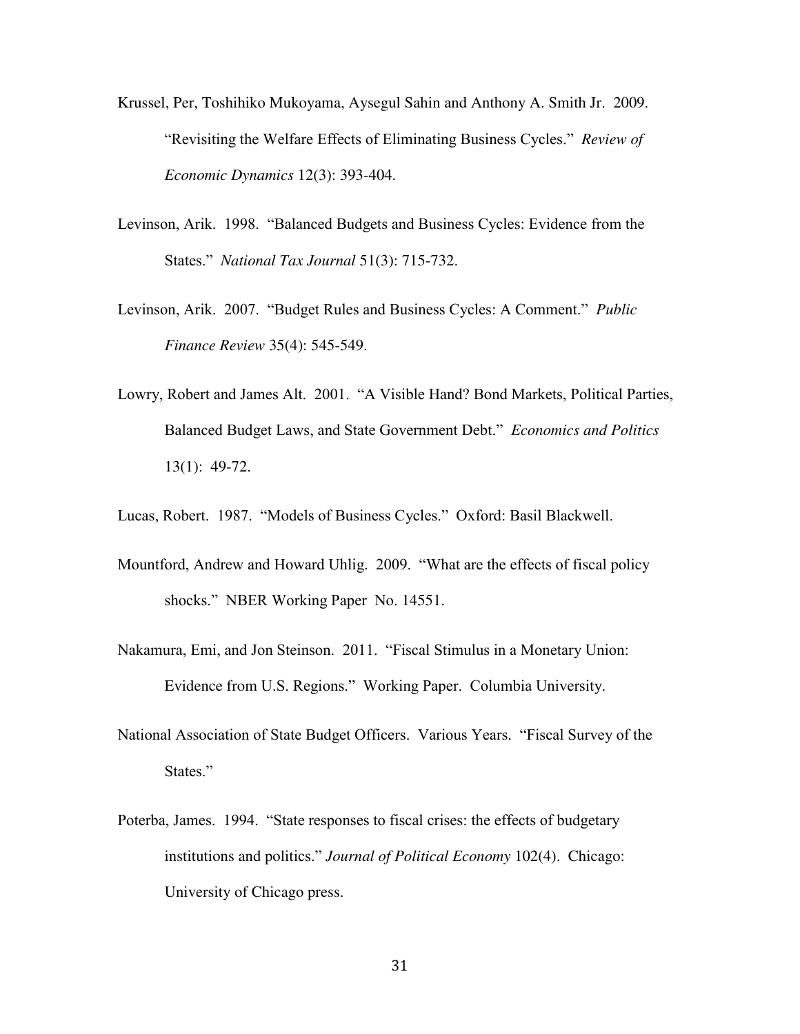Krussel, Per, Toshihiko Mukoyama, Aysegul Sahin and Anthony A. Smith Jr. 2009. "Revisiting the Welfare Effects of Eliminating Business Cycles." *Review of Economic Dynamics* 12(3): 393-404.

Levinson, Arik. 1998. "Balanced Budgets and Business Cycles: Evidence from the States." *National Tax Journal* 51(3): 715-732.

Levinson, Arik. 2007. "Budget Rules and Business Cycles: A Comment." *Public Finance Review* 35(4): 545-549.

Lowry, Robert and James Alt. 2001. "A Visible Hand? Bond Markets, Political Parties, Balanced Budget Laws, and State Government Debt." *Economics and Politics* 13(1): 49-72.

Lucas, Robert. 1987. "Models of Business Cycles." Oxford: Basil Blackwell.

Mountford, Andrew and Howard Uhlig. 2009. "What are the effects of fiscal policy shocks." NBER Working Paper No. 14551.

Nakamura, Emi, and Jon Steinson. 2011. "Fiscal Stimulus in a Monetary Union: Evidence from U.S. Regions." Working Paper. Columbia University.

National Association of State Budget Officers. Various Years. "Fiscal Survey of the States."

Poterba, James. 1994. "State responses to fiscal crises: the effects of budgetary institutions and politics." *Journal of Political Economy* 102(4). Chicago: University of Chicago press.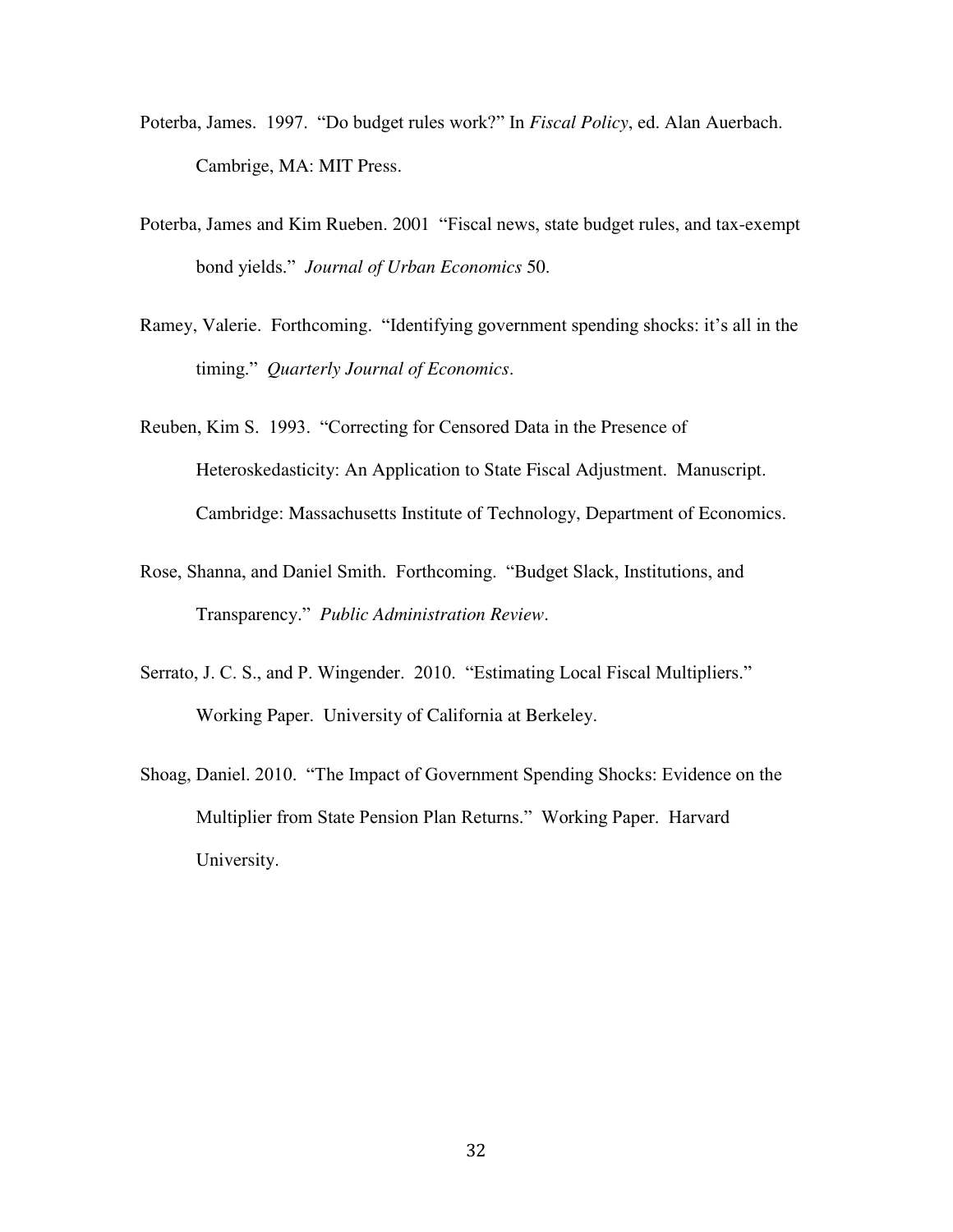Poterba, James. 1997. "Do budget rules work?" In *Fiscal Policy*, ed. Alan Auerbach. Cambrige, MA: MIT Press.

Poterba, James and Kim Rueben. 2001 "Fiscal news, state budget rules, and tax-exempt bond yields." *Journal of Urban Economics* 50.

Ramey, Valerie. Forthcoming. "Identifying government spending shocks: it's all in the timing." *Quarterly Journal of Economics*.

Reuben, Kim S. 1993. "Correcting for Censored Data in the Presence of Heteroskedasticity: An Application to State Fiscal Adjustment. Manuscript. Cambridge: Massachusetts Institute of Technology, Department of Economics.

Rose, Shanna, and Daniel Smith. Forthcoming. "Budget Slack, Institutions, and Transparency." *Public Administration Review*.

Serrato, J. C. S., and P. Wingender. 2010. "Estimating Local Fiscal Multipliers." Working Paper. University of California at Berkeley.

Shoag, Daniel. 2010. "The Impact of Government Spending Shocks: Evidence on the Multiplier from State Pension Plan Returns." Working Paper. Harvard University.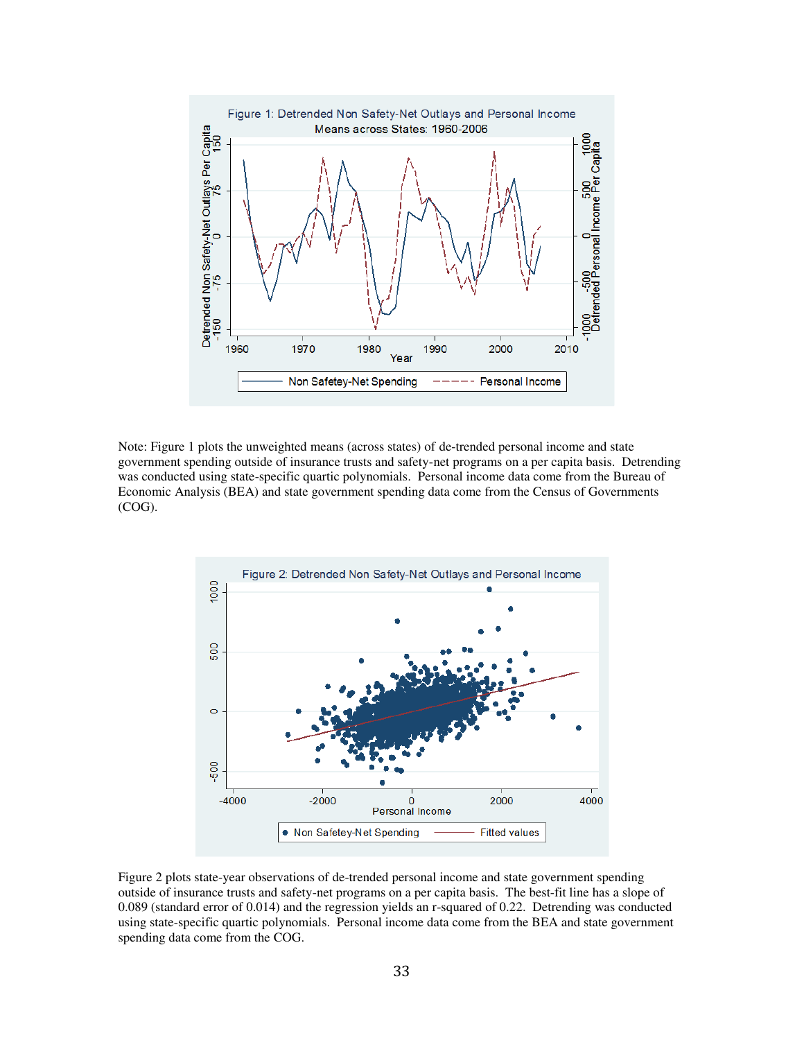Note: Figure 1 plots the unweighted means (across states) of de-trended personal income and state government spending outside of insurance trusts and safety-net programs on a per capita basis. Detrending was conducted using state-specific quartic polynomials. Personal income data come from the Bureau of Economic Analysis (BEA) and state government spending data come from the Census of Governments (COG).

Figure 2 plots state-year observations of de-trended personal income and state government spending outside of insurance trusts and safety-net programs on a per capita basis. The best-fit line has a slope of 0.089 (standard error of 0.014) and the regression yields an r-squared of 0.22. Detrending was conducted using state-specific quartic polynomials. Personal income data come from the BEA and state government spending data come from the COG.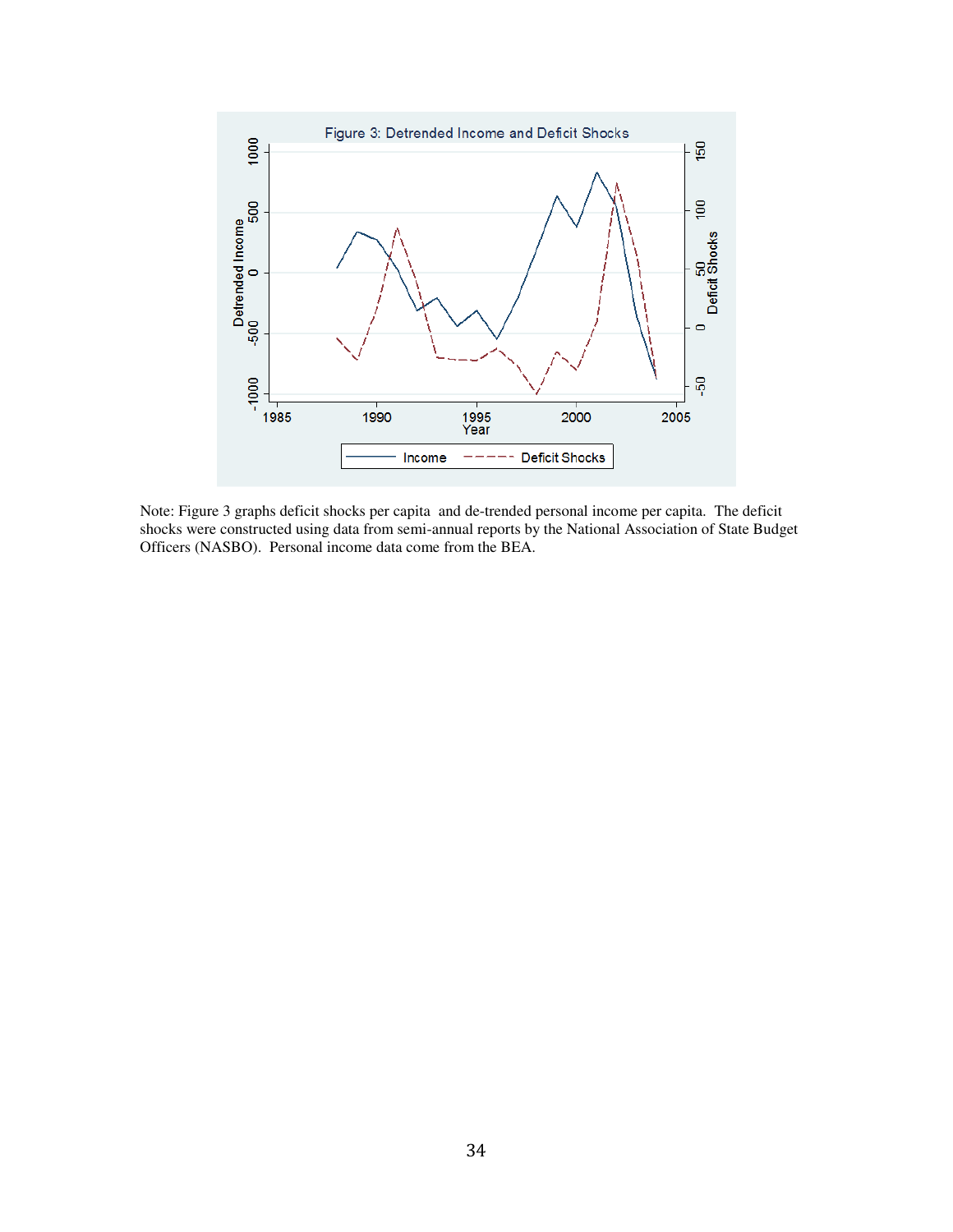Figure 3: Detrended Income and Deficit Shocks

Note: Figure 3 graphs deficit shocks per capita and de-trended personal income per capita. The deficit shocks were constructed using data from semi-annual reports by the National Association of State Budget Officers (NASBO). Personal income data come from the BEA.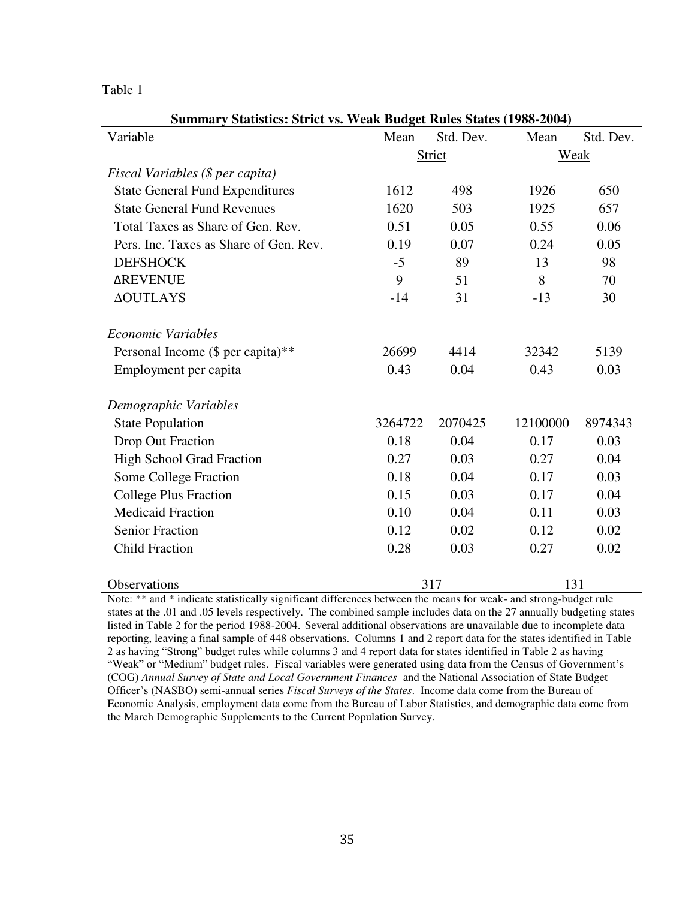Table 1

**Summary Statistics: Strict vs. Weak Budget Rules States (1988-2004)**

| Variable | Mean | Std. Dev. | Mean | Std. Dev. |
|---|---|---|---|---|
| | Strict | | Weak | |
| *Fiscal Variables ($ per capita)* | | | | |
| State General Fund Expenditures | 1612 | 498 | 1926 | 650 |
| State General Fund Revenues | 1620 | 503 | 1925 | 657 |
| Total Taxes as Share of Gen. Rev. | 0.51 | 0.05 | 0.55 | 0.06 |
| Pers. Inc. Taxes as Share of Gen. Rev. | 0.19 | 0.07 | 0.24 | 0.05 |
| DEFSHOCK | -5 | 89 | 13 | 98 |
| ΔREVENUE | 9 | 51 | 8 | 70 |
| ΔOUTLAYS | -14 | 31 | -13 | 30 |
| *Economic Variables* | | | | |
| Personal Income ($ per capita)** | 26699 | 4414 | 32342 | 5139 |
| Employment per capita | 0.43 | 0.04 | 0.43 | 0.03 |
| *Demographic Variables* | | | | |
| State Population | 3264722 | 2070425 | 12100000 | 8974343 |
| Drop Out Fraction | 0.18 | 0.04 | 0.17 | 0.03 |
| High School Grad Fraction | 0.27 | 0.03 | 0.27 | 0.04 |
| Some College Fraction | 0.18 | 0.04 | 0.17 | 0.03 |
| College Plus Fraction | 0.15 | 0.03 | 0.17 | 0.04 |
| Medicaid Fraction | 0.10 | 0.04 | 0.11 | 0.03 |
| Senior Fraction | 0.12 | 0.02 | 0.12 | 0.02 |
| Child Fraction | 0.28 | 0.03 | 0.27 | 0.02 |
| Observations | 317 | | 131 | |

Note: ** and * indicate statistically significant differences between the means for weak- and strong-budget rule states at the .01 and .05 levels respectively. The combined sample includes data on the 27 annually budgeting states listed in Table 2 for the period 1988-2004. Several additional observations are unavailable due to incomplete data reporting, leaving a final sample of 448 observations. Columns 1 and 2 report data for the states identified in Table 2 as having "Strong" budget rules while columns 3 and 4 report data for states identified in Table 2 as having "Weak" or "Medium" budget rules. Fiscal variables were generated using data from the Census of Government's (COG) *Annual Survey of State and Local Government Finances* and the National Association of State Budget Officer's (NASBO) semi-annual series *Fiscal Surveys of the States*. Income data come from the Bureau of Economic Analysis, employment data come from the Bureau of Labor Statistics, and demographic data come from the March Demographic Supplements to the Current Population Survey.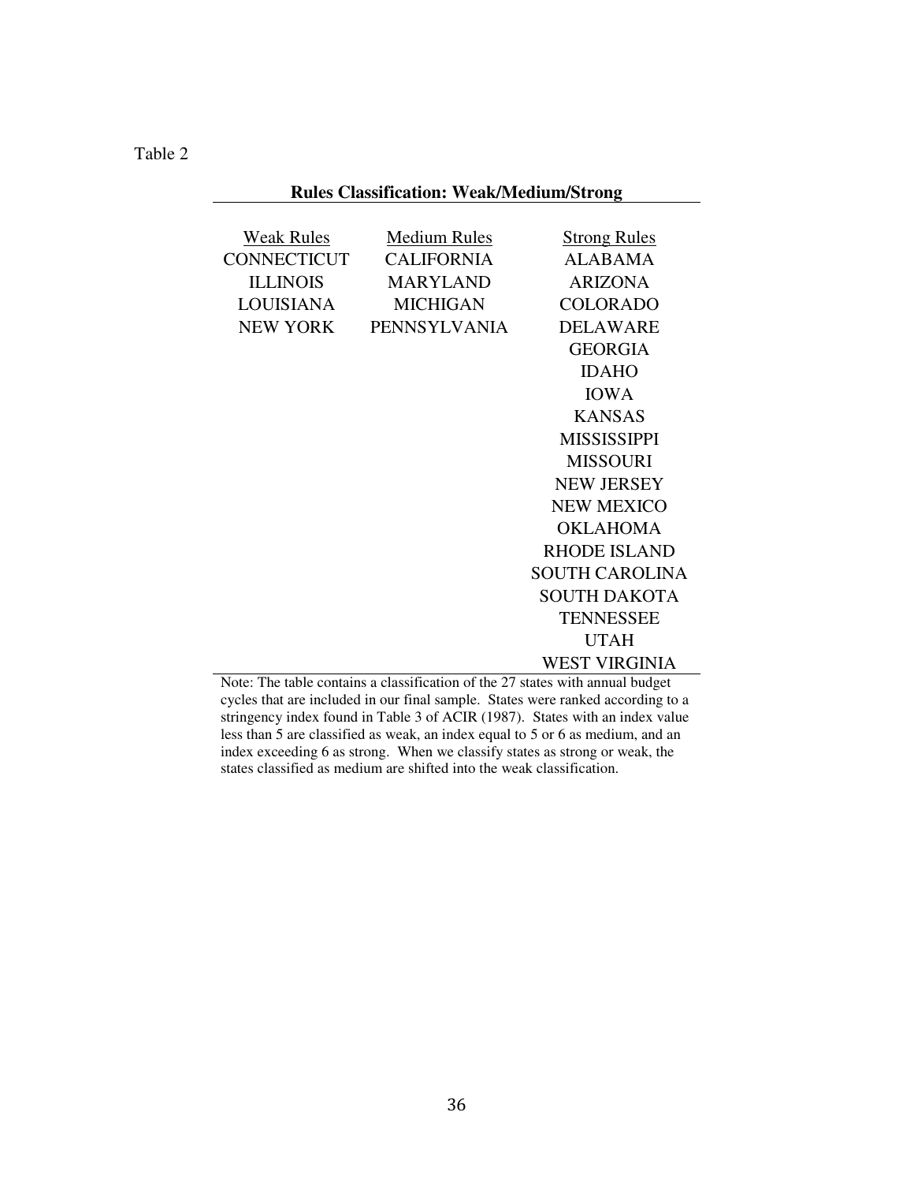Table 2

**Rules Classification: Weak/Medium/Strong**

| Weak Rules | Medium Rules | Strong Rules |
|---|---|---|
| CONNECTICUT | CALIFORNIA | ALABAMA |
| ILLINOIS | MARYLAND | ARIZONA |
| LOUISIANA | MICHIGAN | COLORADO |
| NEW YORK | PENNSYLVANIA | DELAWARE |
| | | GEORGIA |
| | | IDAHO |
| | | IOWA |
| | | KANSAS |
| | | MISSISSIPPI |
| | | MISSOURI |
| | | NEW JERSEY |
| | | NEW MEXICO |
| | | OKLAHOMA |
| | | RHODE ISLAND |
| | | SOUTH CAROLINA |
| | | SOUTH DAKOTA |
| | | TENNESSEE |
| | | UTAH |
| | | WEST VIRGINIA |

Note: The table contains a classification of the 27 states with annual budget cycles that are included in our final sample. States were ranked according to a stringency index found in Table 3 of ACIR (1987). States with an index value less than 5 are classified as weak, an index equal to 5 or 6 as medium, and an index exceeding 6 as strong. When we classify states as strong or weak, the states classified as medium are shifted into the weak classification.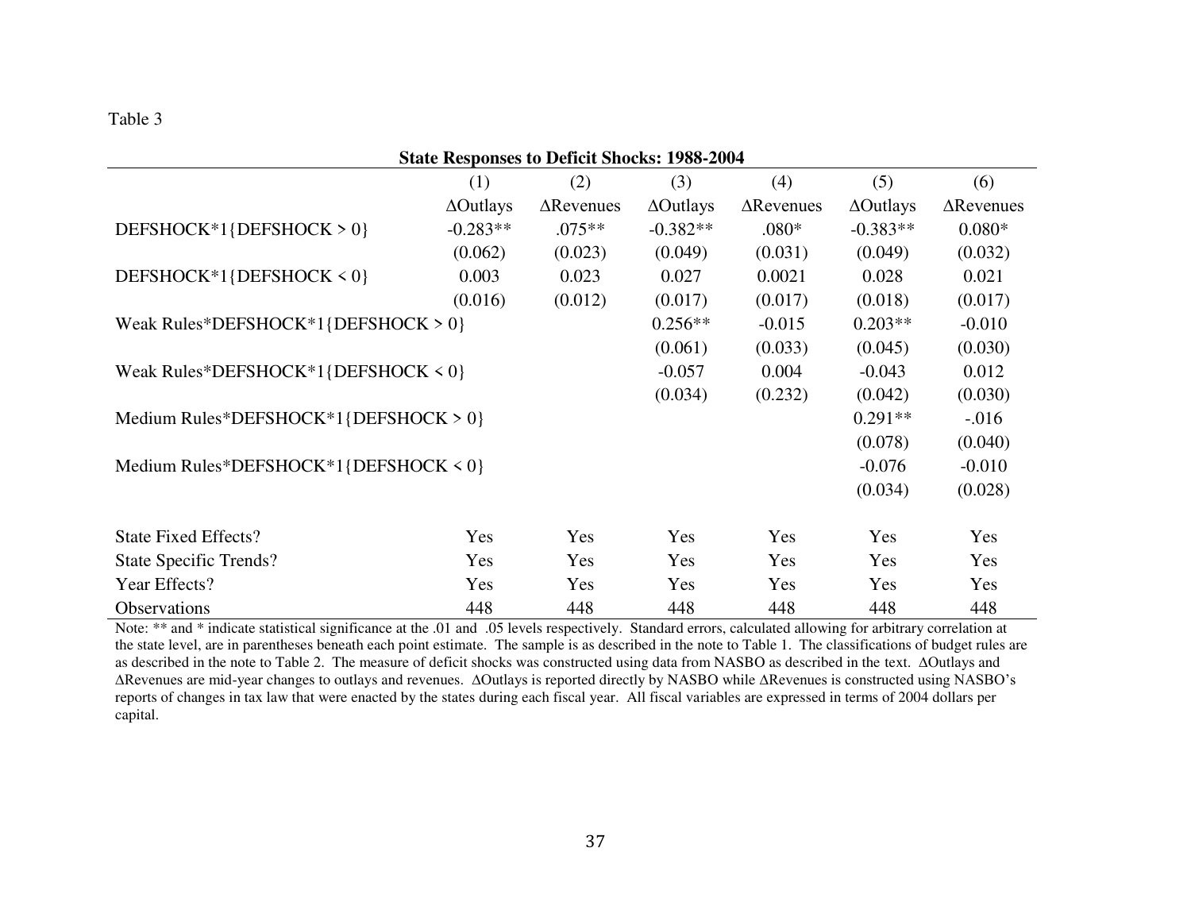Table 3

**State Responses to Deficit Shocks: 1988-2004**

| | (1) | (2) | (3) | (4) | (5) | (6) |
|---|---|---|---|---|---|---|
| | ΔOutlays | ΔRevenues | ΔOutlays | ΔRevenues | ΔOutlays | ΔRevenues |
| DEFSHOCK*1{DEFSHOCK > 0} | -0.283** | .075** | -0.382** | .080* | -0.383** | 0.080* |
| | (0.062) | (0.023) | (0.049) | (0.031) | (0.049) | (0.032) |
| DEFSHOCK*1{DEFSHOCK < 0} | 0.003 | 0.023 | 0.027 | 0.0021 | 0.028 | 0.021 |
| | (0.016) | (0.012) | (0.017) | (0.017) | (0.018) | (0.017) |
| Weak Rules*DEFSHOCK*1{DEFSHOCK > 0} | | | 0.256** | -0.015 | 0.203** | -0.010 |
| | | | (0.061) | (0.033) | (0.045) | (0.030) |
| Weak Rules*DEFSHOCK*1{DEFSHOCK < 0} | | | -0.057 | 0.004 | -0.043 | 0.012 |
| | | | (0.034) | (0.232) | (0.042) | (0.030) |
| Medium Rules*DEFSHOCK*1{DEFSHOCK > 0} | | | | | 0.291** | -.016 |
| | | | | | (0.078) | (0.040) |
| Medium Rules*DEFSHOCK*1{DEFSHOCK < 0} | | | | | -0.076 | -0.010 |
| | | | | | (0.034) | (0.028) |
| State Fixed Effects? | Yes | Yes | Yes | Yes | Yes | Yes |
| State Specific Trends? | Yes | Yes | Yes | Yes | Yes | Yes |
| Year Effects? | Yes | Yes | Yes | Yes | Yes | Yes |
| Observations | 448 | 448 | 448 | 448 | 448 | 448 |

Note: ** and * indicate statistical significance at the .01 and .05 levels respectively. Standard errors, calculated allowing for arbitrary correlation at the state level, are in parentheses beneath each point estimate. The sample is as described in the note to Table 1. The classifications of budget rules are as described in the note to Table 2. The measure of deficit shocks was constructed using data from NASBO as described in the text. ΔOutlays and ΔRevenues are mid-year changes to outlays and revenues. ΔOutlays is reported directly by NASBO while ΔRevenues is constructed using NASBO's reports of changes in tax law that were enacted by the states during each fiscal year. All fiscal variables are expressed in terms of 2004 dollars per capital.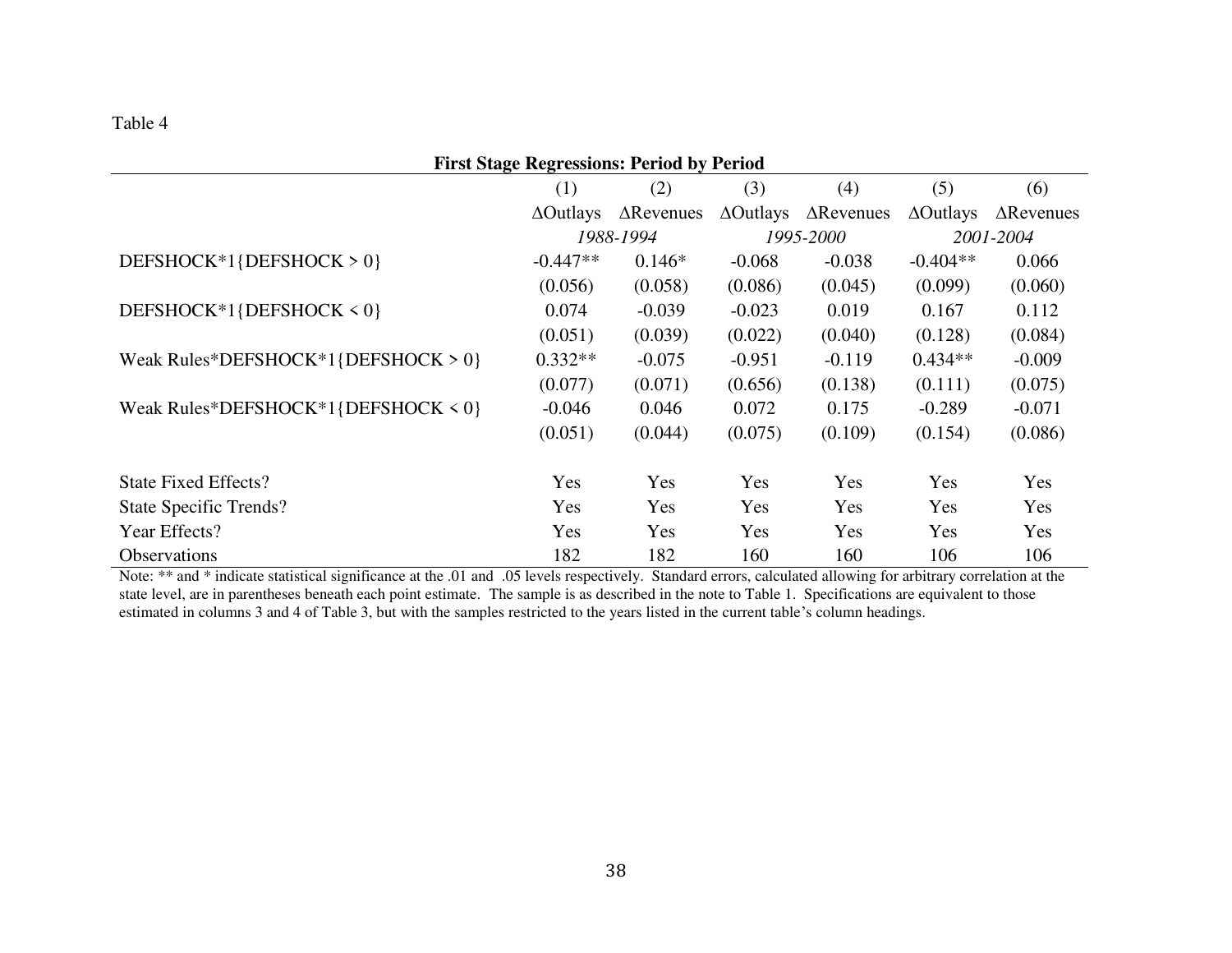Table 4

**First Stage Regressions: Period by Period**

| | (1) | (2) | (3) | (4) | (5) | (6) |
|---|---|---|---|---|---|---|
| | ΔOutlays | ΔRevenues | ΔOutlays | ΔRevenues | ΔOutlays | ΔRevenues |
| | *1988-1994* | | *1995-2000* | | *2001-2004* | |
| DEFSHOCK*1{DEFSHOCK > 0} | -0.447** | 0.146* | -0.068 | -0.038 | -0.404** | 0.066 |
| | (0.056) | (0.058) | (0.086) | (0.045) | (0.099) | (0.060) |
| DEFSHOCK*1{DEFSHOCK < 0} | 0.074 | -0.039 | -0.023 | 0.019 | 0.167 | 0.112 |
| | (0.051) | (0.039) | (0.022) | (0.040) | (0.128) | (0.084) |
| Weak Rules*DEFSHOCK*1{DEFSHOCK > 0} | 0.332** | -0.075 | -0.951 | -0.119 | 0.434** | -0.009 |
| | (0.077) | (0.071) | (0.656) | (0.138) | (0.111) | (0.075) |
| Weak Rules*DEFSHOCK*1{DEFSHOCK < 0} | -0.046 | 0.046 | 0.072 | 0.175 | -0.289 | -0.071 |
| | (0.051) | (0.044) | (0.075) | (0.109) | (0.154) | (0.086) |
| State Fixed Effects? | Yes | Yes | Yes | Yes | Yes | Yes |
| State Specific Trends? | Yes | Yes | Yes | Yes | Yes | Yes |
| Year Effects? | Yes | Yes | Yes | Yes | Yes | Yes |
| Observations | 182 | 182 | 160 | 160 | 106 | 106 |

Note: ** and * indicate statistical significance at the .01 and .05 levels respectively. Standard errors, calculated allowing for arbitrary correlation at the state level, are in parentheses beneath each point estimate. The sample is as described in the note to Table 1. Specifications are equivalent to those estimated in columns 3 and 4 of Table 3, but with the samples restricted to the years listed in the current table's column headings.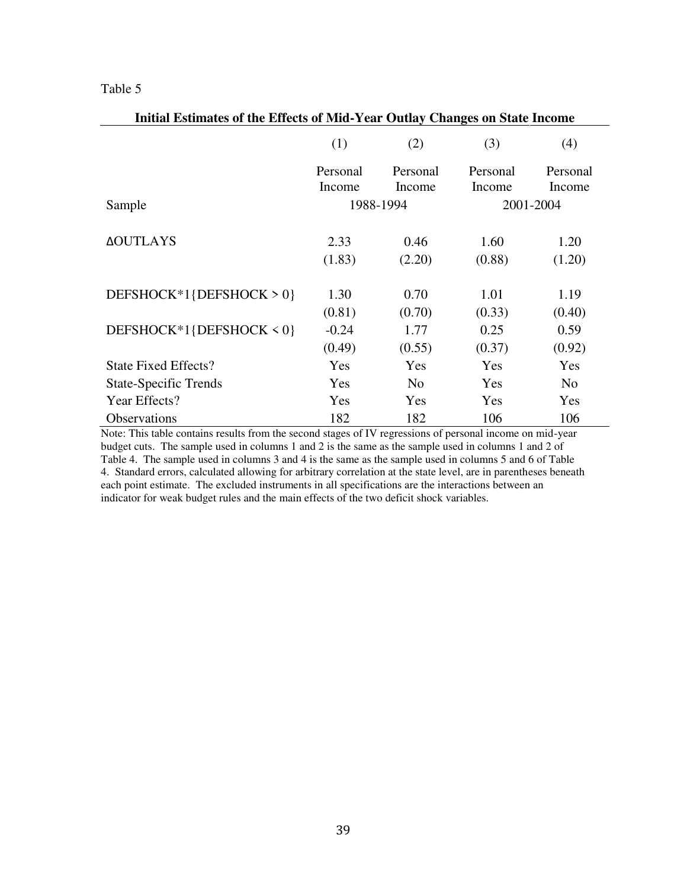Table 5

**Initial Estimates of the Effects of Mid-Year Outlay Changes on State Income**

| | (1) | (2) | (3) | (4) |
|---|---|---|---|---|
| | Personal Income | Personal Income | Personal Income | Personal Income |
| Sample | 1988-1994 | | 2001-2004 | |
| ΔOUTLAYS | 2.33 | 0.46 | 1.60 | 1.20 |
| | (1.83) | (2.20) | (0.88) | (1.20) |
| DEFSHOCK*1{DEFSHOCK > 0} | 1.30 | 0.70 | 1.01 | 1.19 |
| | (0.81) | (0.70) | (0.33) | (0.40) |
| DEFSHOCK*1{DEFSHOCK < 0} | -0.24 | 1.77 | 0.25 | 0.59 |
| | (0.49) | (0.55) | (0.37) | (0.92) |
| State Fixed Effects? | Yes | Yes | Yes | Yes |
| State-Specific Trends | Yes | No | Yes | No |
| Year Effects? | Yes | Yes | Yes | Yes |
| Observations | 182 | 182 | 106 | 106 |

Note: This table contains results from the second stages of IV regressions of personal income on mid-year budget cuts. The sample used in columns 1 and 2 is the same as the sample used in columns 1 and 2 of Table 4. The sample used in columns 3 and 4 is the same as the sample used in columns 5 and 6 of Table 4. Standard errors, calculated allowing for arbitrary correlation at the state level, are in parentheses beneath each point estimate. The excluded instruments in all specifications are the interactions between an indicator for weak budget rules and the main effects of the two deficit shock variables.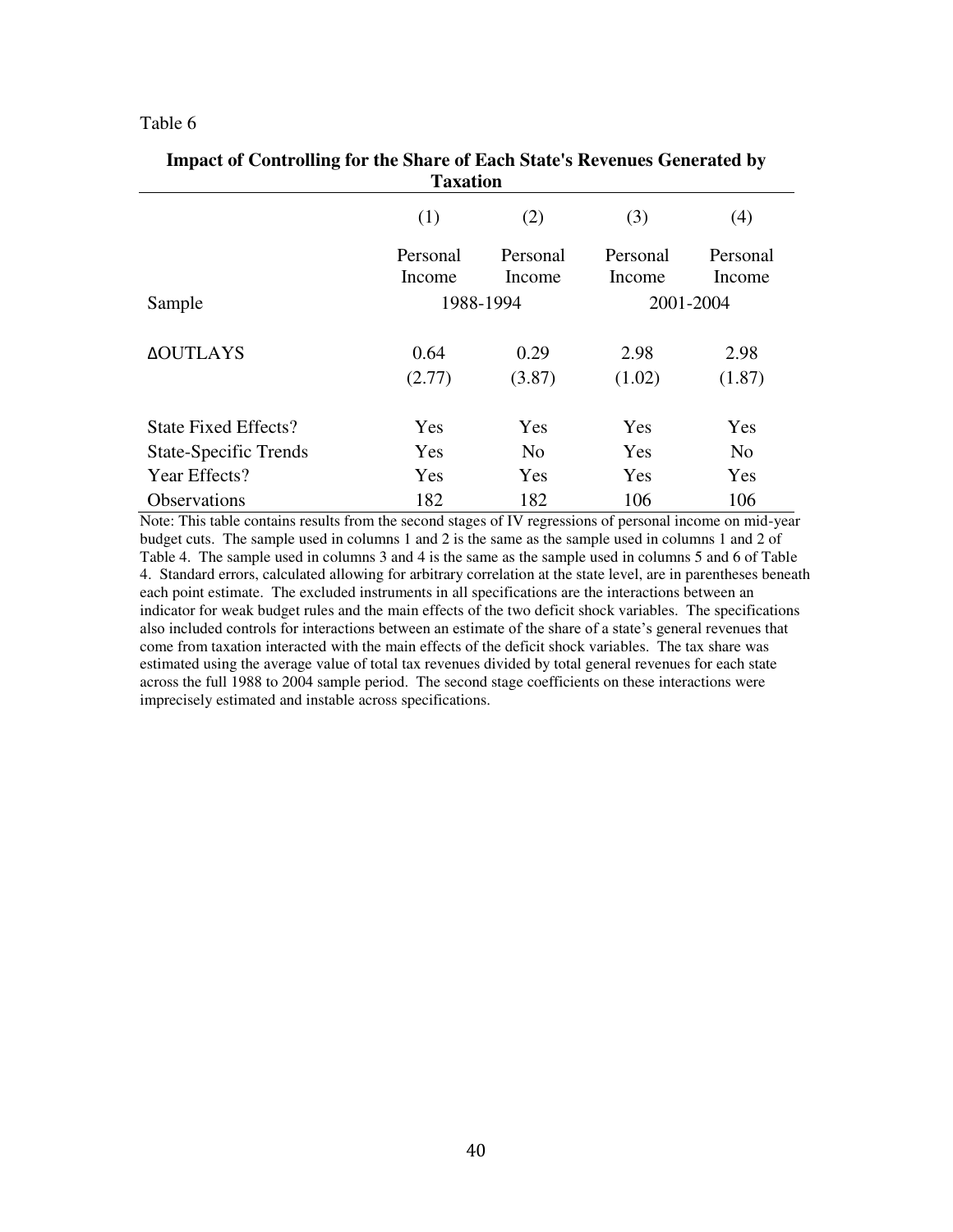Table 6

**Impact of Controlling for the Share of Each State's Revenues Generated by Taxation**

| | (1) | (2) | (3) | (4) |
|---|---|---|---|---|
| | Personal Income | Personal Income | Personal Income | Personal Income |
| Sample | 1988-1994 | | 2001-2004 | |
| ΔOUTLAYS | 0.64 | 0.29 | 2.98 | 2.98 |
| | (2.77) | (3.87) | (1.02) | (1.87) |
| State Fixed Effects? | Yes | Yes | Yes | Yes |
| State-Specific Trends | Yes | No | Yes | No |
| Year Effects? | Yes | Yes | Yes | Yes |
| Observations | 182 | 182 | 106 | 106 |

Note: This table contains results from the second stages of IV regressions of personal income on mid-year budget cuts. The sample used in columns 1 and 2 is the same as the sample used in columns 1 and 2 of Table 4. The sample used in columns 3 and 4 is the same as the sample used in columns 5 and 6 of Table 4. Standard errors, calculated allowing for arbitrary correlation at the state level, are in parentheses beneath each point estimate. The excluded instruments in all specifications are the interactions between an indicator for weak budget rules and the main effects of the two deficit shock variables. The specifications also included controls for interactions between an estimate of the share of a state's general revenues that come from taxation interacted with the main effects of the deficit shock variables. The tax share was estimated using the average value of total tax revenues divided by total general revenues for each state across the full 1988 to 2004 sample period. The second stage coefficients on these interactions were imprecisely estimated and instable across specifications.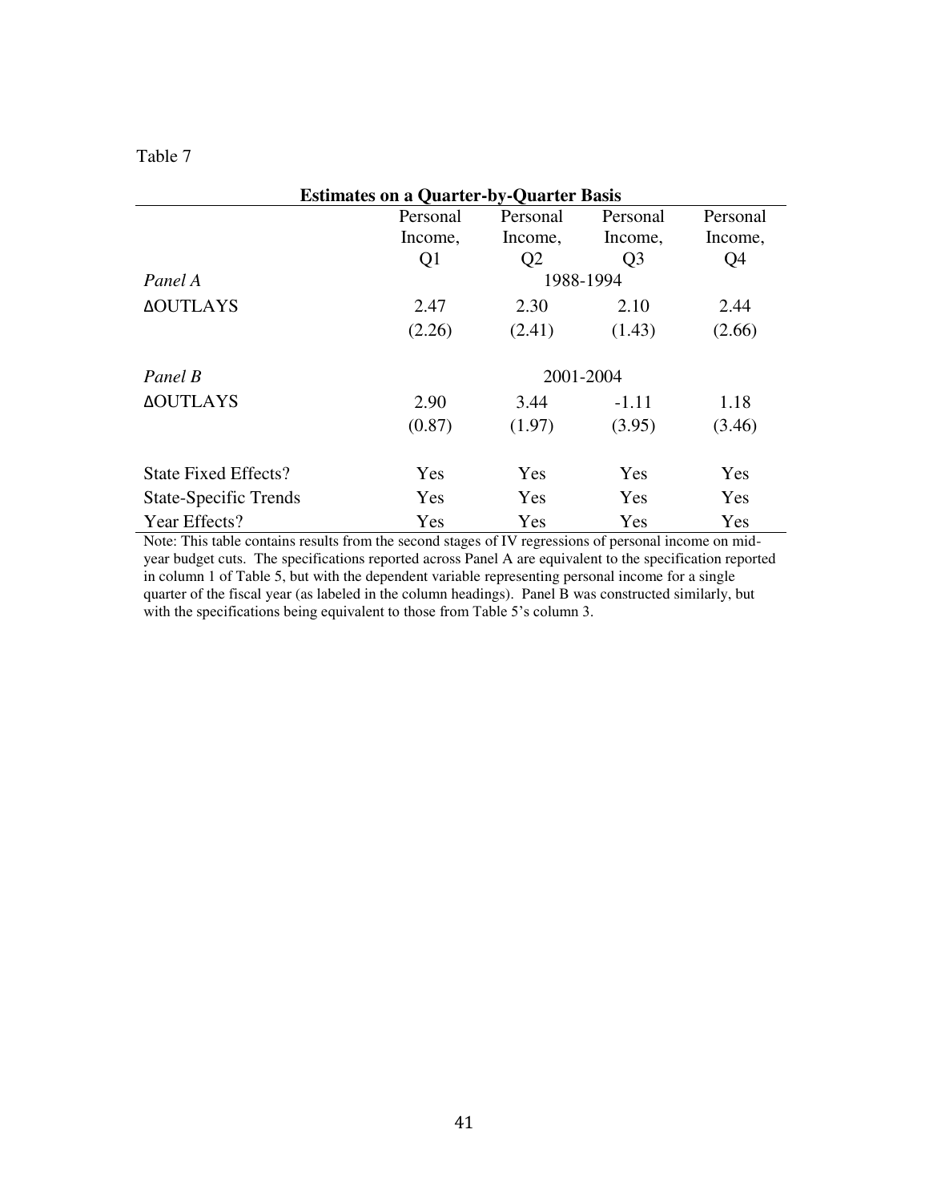Table 7

**Estimates on a Quarter-by-Quarter Basis**

| | Personal Income, Q1 | Personal Income, Q2 | Personal Income, Q3 | Personal Income, Q4 |
|---|---|---|---|---|
| *Panel A* | 1988-1994 | | | |
| ΔOUTLAYS | 2.47 | 2.30 | 2.10 | 2.44 |
| | (2.26) | (2.41) | (1.43) | (2.66) |
| *Panel B* | 2001-2004 | | | |
| ΔOUTLAYS | 2.90 | 3.44 | -1.11 | 1.18 |
| | (0.87) | (1.97) | (3.95) | (3.46) |
| State Fixed Effects? | Yes | Yes | Yes | Yes |
| State-Specific Trends | Yes | Yes | Yes | Yes |
| Year Effects? | Yes | Yes | Yes | Yes |

Note: This table contains results from the second stages of IV regressions of personal income on mid-year budget cuts. The specifications reported across Panel A are equivalent to the specification reported in column 1 of Table 5, but with the dependent variable representing personal income for a single quarter of the fiscal year (as labeled in the column headings). Panel B was constructed similarly, but with the specifications being equivalent to those from Table 5's column 3.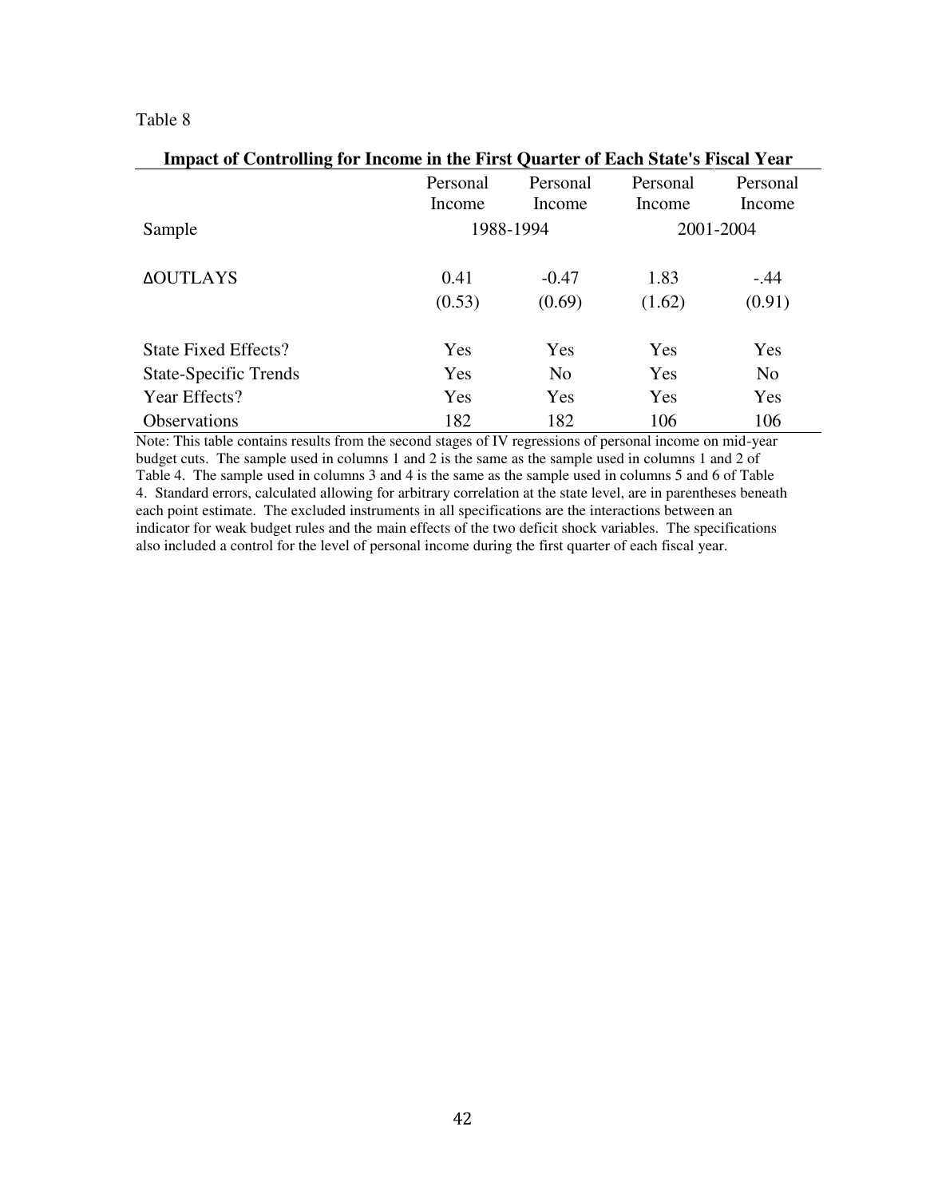Table 8

**Impact of Controlling for Income in the First Quarter of Each State's Fiscal Year**

| | Personal Income | Personal Income | Personal Income | Personal Income |
|---|---|---|---|---|
| Sample | 1988-1994 | | 2001-2004 | |
| ΔOUTLAYS | 0.41 | -0.47 | 1.83 | -.44 |
| | (0.53) | (0.69) | (1.62) | (0.91) |
| State Fixed Effects? | Yes | Yes | Yes | Yes |
| State-Specific Trends | Yes | No | Yes | No |
| Year Effects? | Yes | Yes | Yes | Yes |
| Observations | 182 | 182 | 106 | 106 |

Note: This table contains results from the second stages of IV regressions of personal income on mid-year budget cuts. The sample used in columns 1 and 2 is the same as the sample used in columns 1 and 2 of Table 4. The sample used in columns 3 and 4 is the same as the sample used in columns 5 and 6 of Table 4. Standard errors, calculated allowing for arbitrary correlation at the state level, are in parentheses beneath each point estimate. The excluded instruments in all specifications are the interactions between an indicator for weak budget rules and the main effects of the two deficit shock variables. The specifications also included a control for the level of personal income during the first quarter of each fiscal year.